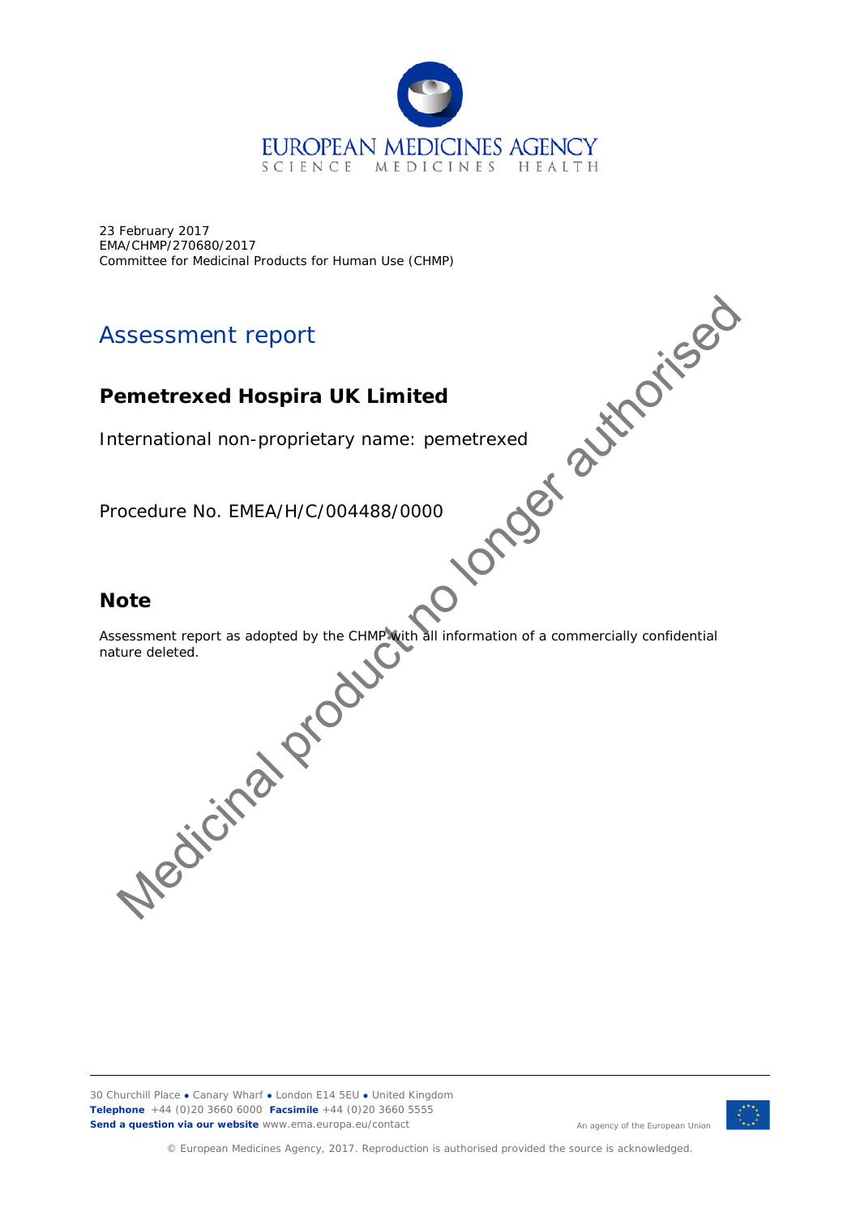23 February 2017
EMA/CHMP/270680/2017
Committee for Medicinal Products for Human Use (CHMP)

# Assessment report

## Pemetrexed Hospira UK Limited

International non-proprietary name: pemetrexed

Procedure No. EMEA/H/C/004488/0000

## Note

Assessment report as adopted by the CHMP with all information of a commercially confidential nature deleted.

Medicinal product no longer authorised

30 Churchill Place ● Canary Wharf ● London E14 5EU ● United Kingdom
**Telephone** +44 (0)20 3660 6000 **Facsimile** +44 (0)20 3660 5555
**Send a question via our website** www.ema.europa.eu/contact

An agency of the European Union

© European Medicines Agency, 2017. Reproduction is authorised provided the source is acknowledged.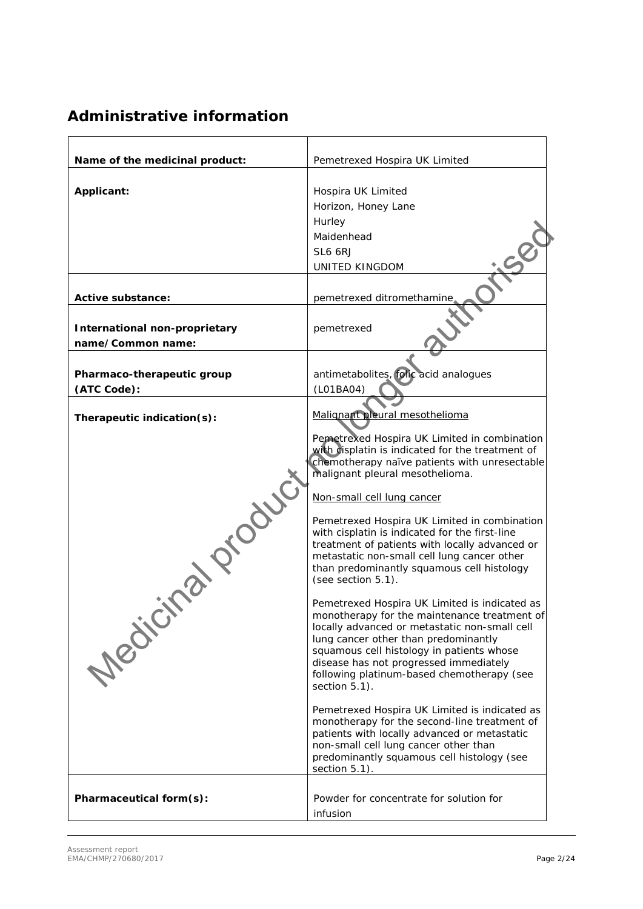# Administrative information

| Name of the medicinal product: | Pemetrexed Hospira UK Limited |
|---|---|
| **Applicant:** | Hospira UK Limited<br>Horizon, Honey Lane<br>Hurley<br>Maidenhead<br>SL6 6RJ<br>UNITED KINGDOM |
| **Active substance:** | pemetrexed ditromethamine |
| **International non-proprietary name/Common name:** | pemetrexed |
| **Pharmaco-therapeutic group (ATC Code):** | antimetabolites, folic acid analogues (L01BA04) |
| **Therapeutic indication(s):** | Malignant pleural mesothelioma<br><br>Pemetrexed Hospira UK Limited in combination with cisplatin is indicated for the treatment of chemotherapy naïve patients with unresectable malignant pleural mesothelioma.<br><br>Non-small cell lung cancer<br><br>Pemetrexed Hospira UK Limited in combination with cisplatin is indicated for the first-line treatment of patients with locally advanced or metastatic non-small cell lung cancer other than predominantly squamous cell histology (see section 5.1).<br><br>Pemetrexed Hospira UK Limited is indicated as monotherapy for the maintenance treatment of locally advanced or metastatic non-small cell lung cancer other than predominantly squamous cell histology in patients whose disease has not progressed immediately following platinum-based chemotherapy (see section 5.1).<br><br>Pemetrexed Hospira UK Limited is indicated as monotherapy for the second-line treatment of patients with locally advanced or metastatic non-small cell lung cancer other than predominantly squamous cell histology (see section 5.1). |
| **Pharmaceutical form(s):** | Powder for concentrate for solution for infusion |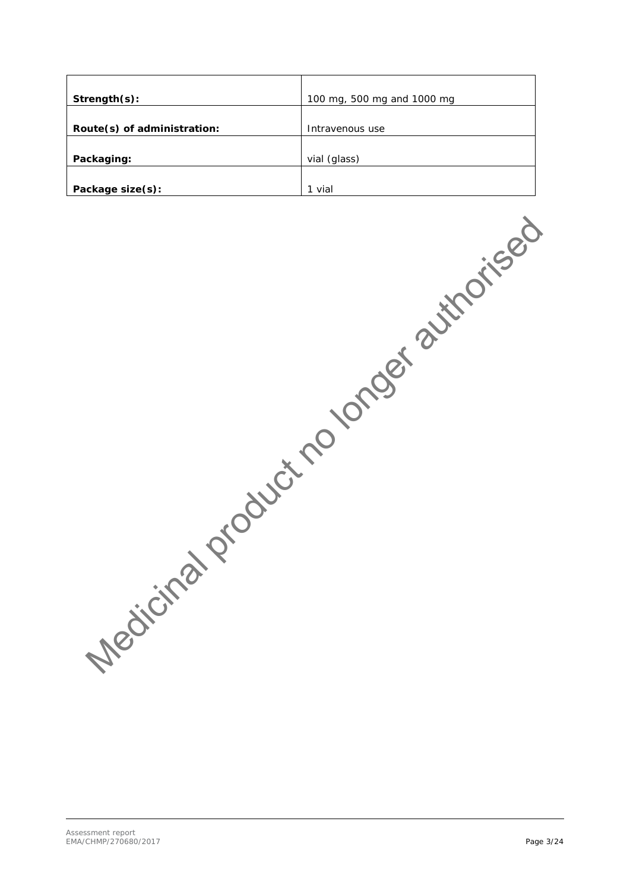| | |
|---|---|
| **Strength(s):** | 100 mg, 500 mg and 1000 mg |
| **Route(s) of administration:** | Intravenous use |
| **Packaging:** | vial (glass) |
| **Package size(s):** | 1 vial |

Medicinal product no longer authorised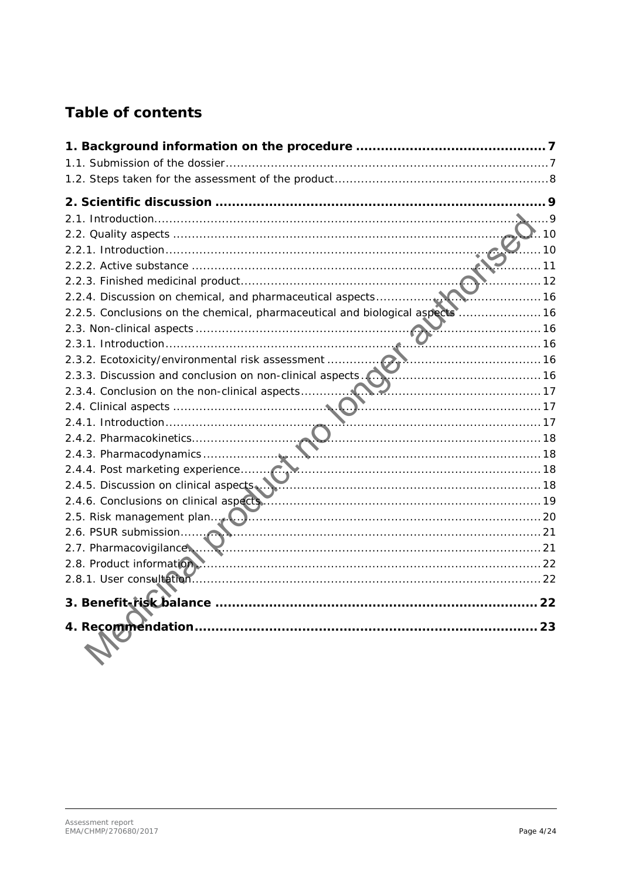# Table of contents

**1. Background information on the procedure ............................................ 7**
1.1. Submission of the dossier ............................................................................ 7
1.2. Steps taken for the assessment of the product ............................................ 8

**2. Scientific discussion .............................................................................. 9**
2.1. Introduction .................................................................................................. 9
2.2. Quality aspects ............................................................................................ 10
2.2.1. Introduction .............................................................................................. 10
2.2.2. Active substance ....................................................................................... 11
2.2.3. Finished medicinal product ....................................................................... 12
2.2.4. Discussion on chemical, and pharmaceutical aspects .................................. 16
2.2.5. Conclusions on the chemical, pharmaceutical and biological aspects .......... 16
2.3. Non-clinical aspects ...................................................................................... 16
2.3.1. Introduction .............................................................................................. 16
2.3.2. Ecotoxicity/environmental risk assessment ................................................ 16
2.3.3. Discussion and conclusion on non-clinical aspects ...................................... 16
2.3.4. Conclusion on the non-clinical aspects ....................................................... 17
2.4. Clinical aspects ............................................................................................ 17
2.4.1. Introduction .............................................................................................. 17
2.4.2. Pharmacokinetics ...................................................................................... 18
2.4.3. Pharmacodynamics ................................................................................... 18
2.4.4. Post marketing experience ......................................................................... 18
2.4.5. Discussion on clinical aspects ..................................................................... 18
2.4.6. Conclusions on clinical aspects ................................................................... 19
2.5. Risk management plan ................................................................................. 20
2.6. PSUR submission .......................................................................................... 21
2.7. Pharmacovigilance ........................................................................................ 21
2.8. Product information ...................................................................................... 22
2.8.1. User consultation ....................................................................................... 22

**3. Benefit-risk balance ................................................................................ 22**

**4. Recommendation ..................................................................................... 23**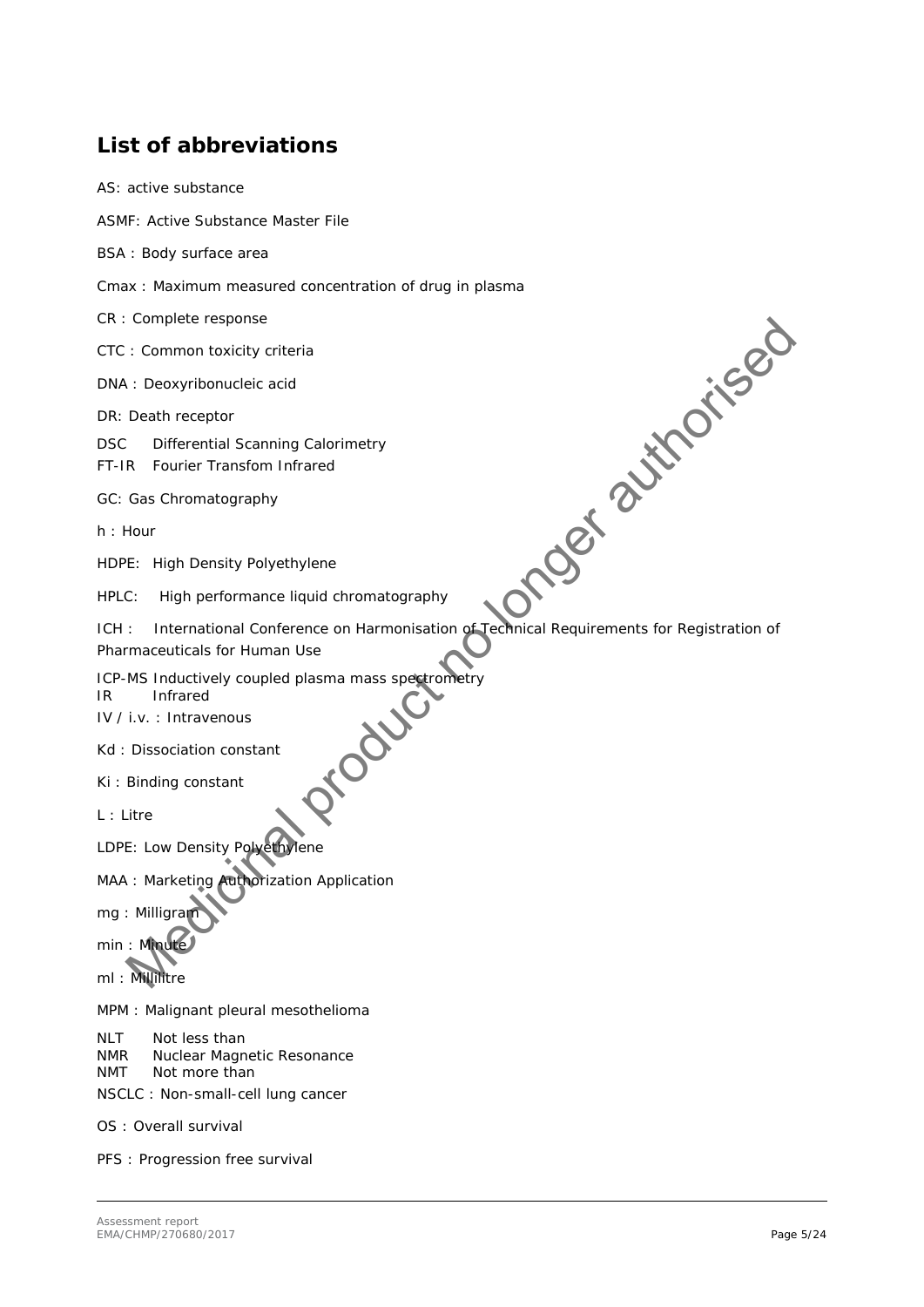## List of abbreviations

AS: active substance

ASMF: Active Substance Master File

BSA : Body surface area

Cmax : Maximum measured concentration of drug in plasma

CR : Complete response

CTC : Common toxicity criteria

DNA : Deoxyribonucleic acid

DR: Death receptor

DSC Differential Scanning Calorimetry

FT-IR Fourier Transfom Infrared

GC: Gas Chromatography

h : Hour

HDPE: High Density Polyethylene

HPLC: High performance liquid chromatography

ICH : International Conference on Harmonisation of Technical Requirements for Registration of Pharmaceuticals for Human Use

ICP-MS Inductively coupled plasma mass spectrometry

IR Infrared

IV / i.v. : Intravenous

Kd : Dissociation constant

Ki : Binding constant

L : Litre

LDPE: Low Density Polyethylene

MAA : Marketing Authorization Application

mg : Milligram

min : Minute

ml : Millilitre

MPM : Malignant pleural mesothelioma

NLT Not less than

NMR Nuclear Magnetic Resonance

NMT Not more than

NSCLC : Non-small-cell lung cancer

OS : Overall survival

PFS : Progression free survival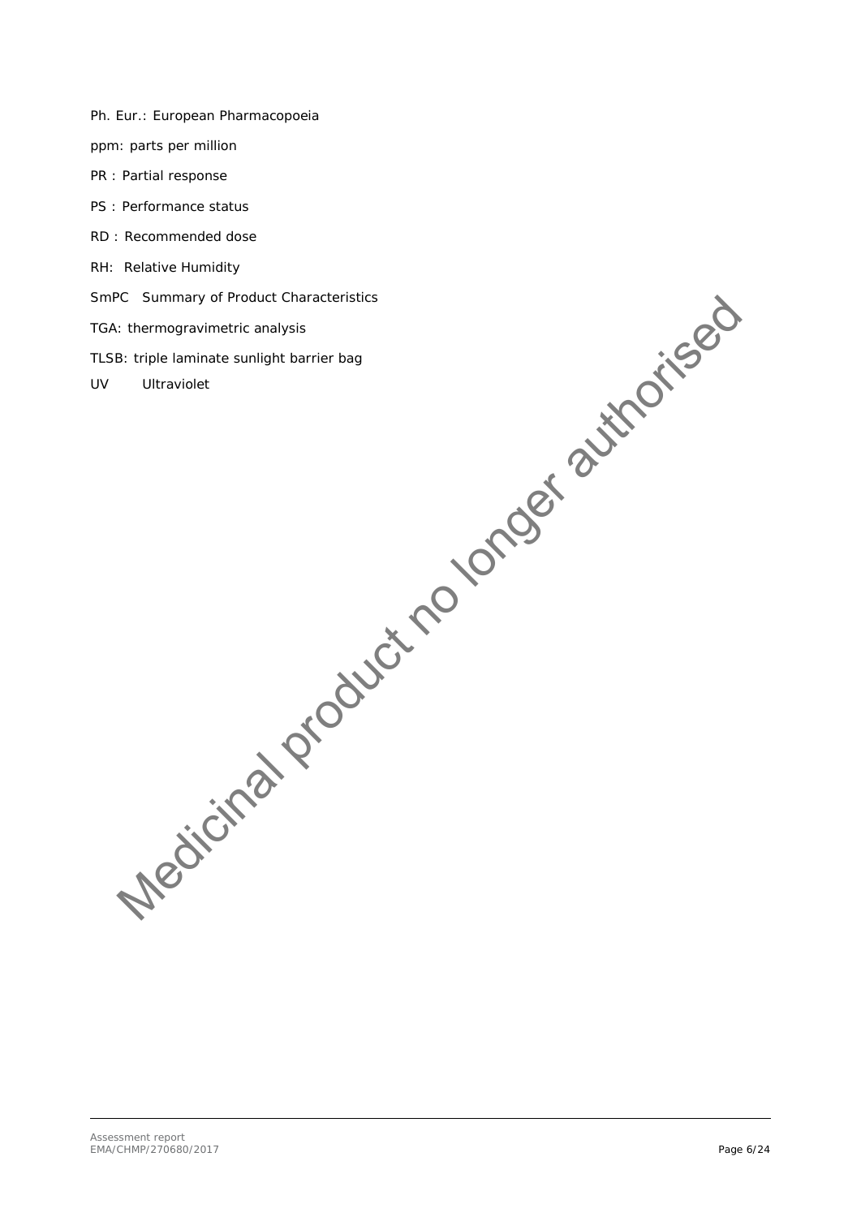Ph. Eur.: European Pharmacopoeia

ppm: parts per million

PR : Partial response

PS : Performance status

RD : Recommended dose

RH: Relative Humidity

SmPC Summary of Product Characteristics

TGA: thermogravimetric analysis

TLSB: triple laminate sunlight barrier bag

UV Ultraviolet

Medicinal product no longer authorised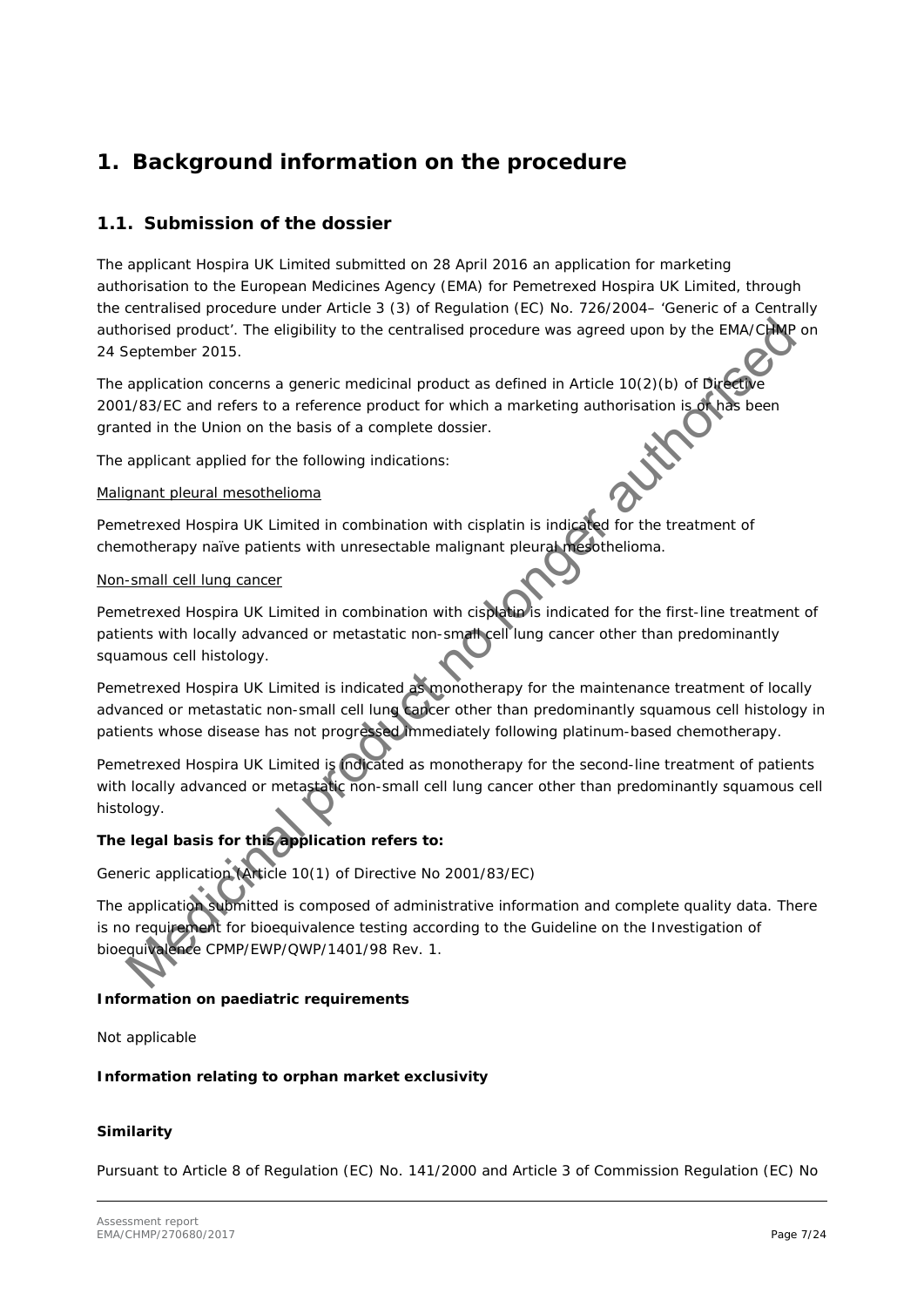# 1. Background information on the procedure

## 1.1. Submission of the dossier

The applicant Hospira UK Limited submitted on 28 April 2016 an application for marketing authorisation to the European Medicines Agency (EMA) for Pemetrexed Hospira UK Limited, through the centralised procedure under Article 3 (3) of Regulation (EC) No. 726/2004– 'Generic of a Centrally authorised product'. The eligibility to the centralised procedure was agreed upon by the EMA/CHMP on 24 September 2015.

The application concerns a generic medicinal product as defined in Article 10(2)(b) of Directive 2001/83/EC and refers to a reference product for which a marketing authorisation is or has been granted in the Union on the basis of a complete dossier.

The applicant applied for the following indications:

Malignant pleural mesothelioma

Pemetrexed Hospira UK Limited in combination with cisplatin is indicated for the treatment of chemotherapy naïve patients with unresectable malignant pleural mesothelioma.

Non-small cell lung cancer

Pemetrexed Hospira UK Limited in combination with cisplatin is indicated for the first-line treatment of patients with locally advanced or metastatic non-small cell lung cancer other than predominantly squamous cell histology.

Pemetrexed Hospira UK Limited is indicated as monotherapy for the maintenance treatment of locally advanced or metastatic non-small cell lung cancer other than predominantly squamous cell histology in patients whose disease has not progressed immediately following platinum-based chemotherapy.

Pemetrexed Hospira UK Limited is indicated as monotherapy for the second-line treatment of patients with locally advanced or metastatic non-small cell lung cancer other than predominantly squamous cell histology.

**The legal basis for this application refers to:**

Generic application (Article 10(1) of Directive No 2001/83/EC)

The application submitted is composed of administrative information and complete quality data. There is no requirement for bioequivalence testing according to the Guideline on the Investigation of bioequivalence CPMP/EWP/QWP/1401/98 Rev. 1.

**Information on paediatric requirements**

Not applicable

**Information relating to orphan market exclusivity**

**Similarity**

Pursuant to Article 8 of Regulation (EC) No. 141/2000 and Article 3 of Commission Regulation (EC) No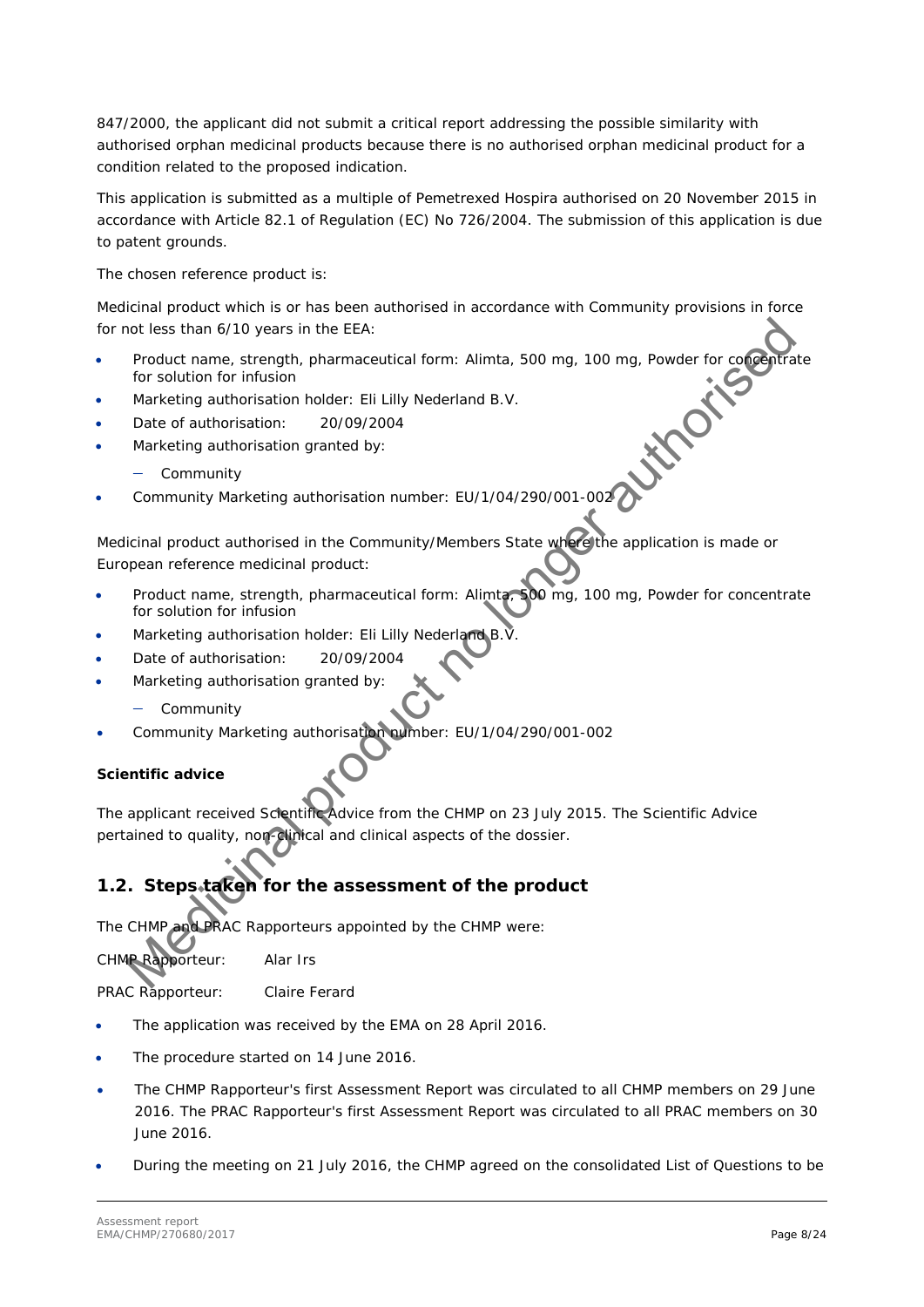847/2000, the applicant did not submit a critical report addressing the possible similarity with authorised orphan medicinal products because there is no authorised orphan medicinal product for a condition related to the proposed indication.

This application is submitted as a multiple of Pemetrexed Hospira authorised on 20 November 2015 in accordance with Article 82.1 of Regulation (EC) No 726/2004. The submission of this application is due to patent grounds.

The chosen reference product is:

Medicinal product which is or has been authorised in accordance with Community provisions in force for not less than 6/10 years in the EEA:

- Product name, strength, pharmaceutical form: Alimta, 500 mg, 100 mg, Powder for concentrate for solution for infusion
- Marketing authorisation holder: Eli Lilly Nederland B.V.
- Date of authorisation: 20/09/2004
- Marketing authorisation granted by:
  - Community
- Community Marketing authorisation number: EU/1/04/290/001-002

Medicinal product authorised in the Community/Members State where the application is made or European reference medicinal product:

- Product name, strength, pharmaceutical form: Alimta, 500 mg, 100 mg, Powder for concentrate for solution for infusion
- Marketing authorisation holder: Eli Lilly Nederland B.V.
- Date of authorisation: 20/09/2004
- Marketing authorisation granted by:
  - Community
- Community Marketing authorisation number: EU/1/04/290/001-002

**Scientific advice**

The applicant received Scientific Advice from the CHMP on 23 July 2015. The Scientific Advice pertained to quality, non-clinical and clinical aspects of the dossier.

## 1.2. Steps taken for the assessment of the product

The CHMP and PRAC Rapporteurs appointed by the CHMP were:

CHMP Rapporteur: Alar Irs

PRAC Rapporteur: Claire Ferard

- The application was received by the EMA on 28 April 2016.
- The procedure started on 14 June 2016.
- The CHMP Rapporteur's first Assessment Report was circulated to all CHMP members on 29 June 2016. The PRAC Rapporteur's first Assessment Report was circulated to all PRAC members on 30 June 2016.
- During the meeting on 21 July 2016, the CHMP agreed on the consolidated List of Questions to be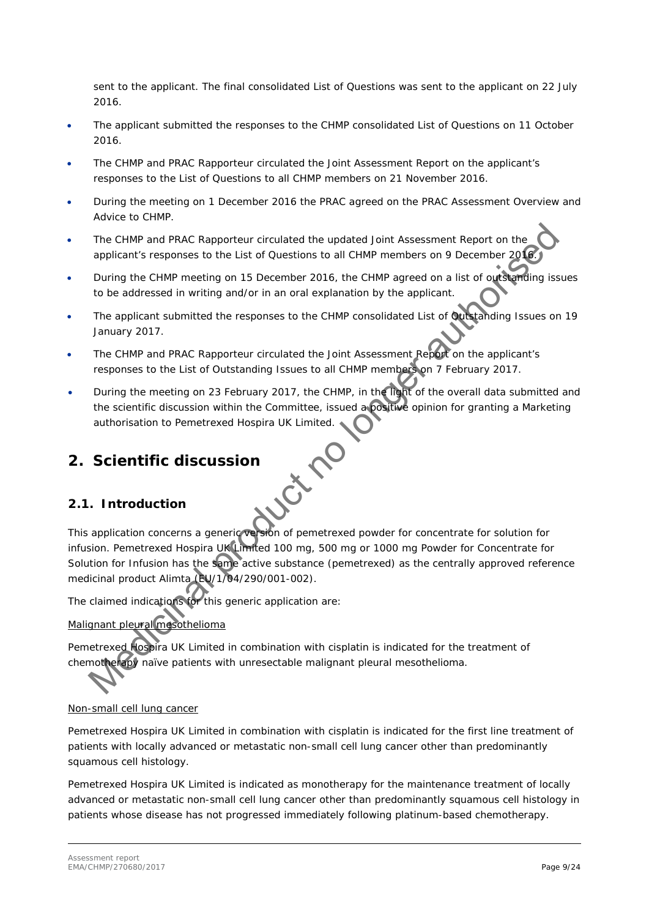sent to the applicant. The final consolidated List of Questions was sent to the applicant on 22 July 2016.

- The applicant submitted the responses to the CHMP consolidated List of Questions on 11 October 2016.
- The CHMP and PRAC Rapporteur circulated the Joint Assessment Report on the applicant's responses to the List of Questions to all CHMP members on 21 November 2016.
- During the meeting on 1 December 2016 the PRAC agreed on the PRAC Assessment Overview and Advice to CHMP.
- The CHMP and PRAC Rapporteur circulated the updated Joint Assessment Report on the applicant's responses to the List of Questions to all CHMP members on 9 December 2016.
- During the CHMP meeting on 15 December 2016, the CHMP agreed on a list of outstanding issues to be addressed in writing and/or in an oral explanation by the applicant.
- The applicant submitted the responses to the CHMP consolidated List of Outstanding Issues on 19 January 2017.
- The CHMP and PRAC Rapporteur circulated the Joint Assessment Report on the applicant's responses to the List of Outstanding Issues to all CHMP members on 7 February 2017.
- During the meeting on 23 February 2017, the CHMP, in the light of the overall data submitted and the scientific discussion within the Committee, issued a positive opinion for granting a Marketing authorisation to Pemetrexed Hospira UK Limited.

# 2. Scientific discussion

## 2.1. Introduction

This application concerns a generic version of pemetrexed powder for concentrate for solution for infusion. Pemetrexed Hospira UK Limited 100 mg, 500 mg or 1000 mg Powder for Concentrate for Solution for Infusion has the same active substance (pemetrexed) as the centrally approved reference medicinal product Alimta (EU/1/04/290/001-002).

The claimed indications for this generic application are:

Malignant pleural mesothelioma

Pemetrexed Hospira UK Limited in combination with cisplatin is indicated for the treatment of chemotherapy naïve patients with unresectable malignant pleural mesothelioma.

Non-small cell lung cancer

Pemetrexed Hospira UK Limited in combination with cisplatin is indicated for the first line treatment of patients with locally advanced or metastatic non-small cell lung cancer other than predominantly squamous cell histology.

Pemetrexed Hospira UK Limited is indicated as monotherapy for the maintenance treatment of locally advanced or metastatic non-small cell lung cancer other than predominantly squamous cell histology in patients whose disease has not progressed immediately following platinum-based chemotherapy.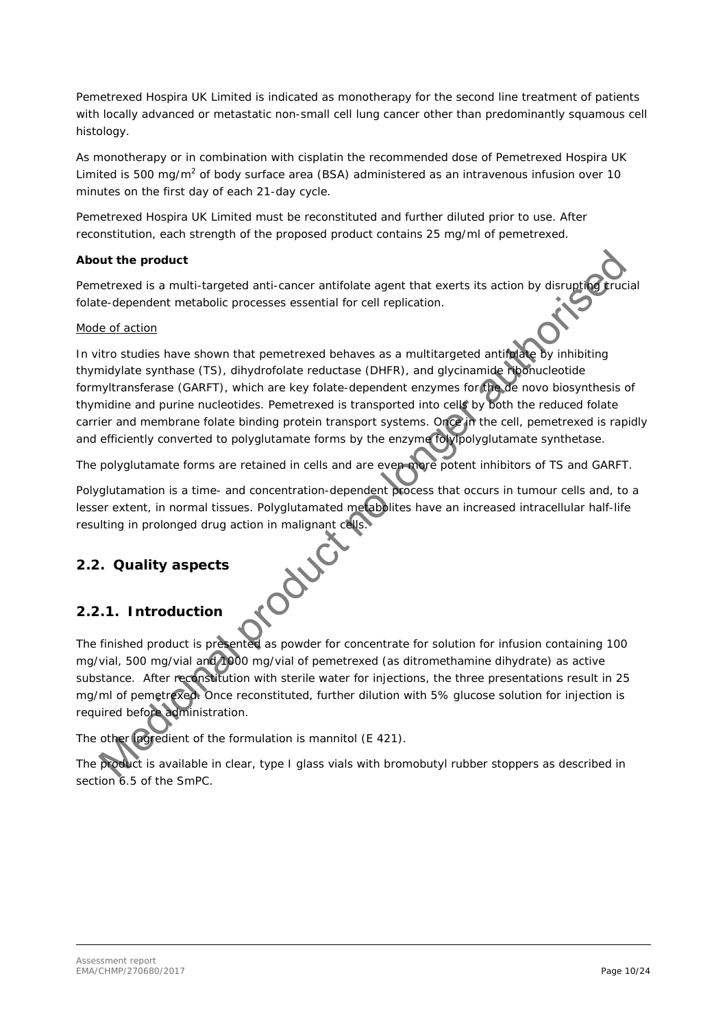Pemetrexed Hospira UK Limited is indicated as monotherapy for the second line treatment of patients with locally advanced or metastatic non-small cell lung cancer other than predominantly squamous cell histology.

As monotherapy or in combination with cisplatin the recommended dose of Pemetrexed Hospira UK Limited is 500 mg/m$^2$ of body surface area (BSA) administered as an intravenous infusion over 10 minutes on the first day of each 21-day cycle.

Pemetrexed Hospira UK Limited must be reconstituted and further diluted prior to use. After reconstitution, each strength of the proposed product contains 25 mg/ml of pemetrexed.

**About the product**

Pemetrexed is a multi-targeted anti-cancer antifolate agent that exerts its action by disrupting crucial folate-dependent metabolic processes essential for cell replication.

Mode of action

In vitro studies have shown that pemetrexed behaves as a multitargeted antifolate by inhibiting thymidylate synthase (TS), dihydrofolate reductase (DHFR), and glycinamide ribonucleotide formyltransferase (GARFT), which are key folate-dependent enzymes for the de novo biosynthesis of thymidine and purine nucleotides. Pemetrexed is transported into cells by both the reduced folate carrier and membrane folate binding protein transport systems. Once in the cell, pemetrexed is rapidly and efficiently converted to polyglutamate forms by the enzyme folylpolyglutamate synthetase.

The polyglutamate forms are retained in cells and are even more potent inhibitors of TS and GARFT.

Polyglutamation is a time- and concentration-dependent process that occurs in tumour cells and, to a lesser extent, in normal tissues. Polyglutamated metabolites have an increased intracellular half-life resulting in prolonged drug action in malignant cells.

## 2.2. Quality aspects

### 2.2.1. Introduction

The finished product is presented as powder for concentrate for solution for infusion containing 100 mg/vial, 500 mg/vial and 1000 mg/vial of pemetrexed (as ditromethamine dihydrate) as active substance. After reconstitution with sterile water for injections, the three presentations result in 25 mg/ml of pemetrexed. Once reconstituted, further dilution with 5% glucose solution for injection is required before administration.

The other ingredient of the formulation is mannitol (E 421).

The product is available in clear, type I glass vials with bromobutyl rubber stoppers as described in section 6.5 of the SmPC.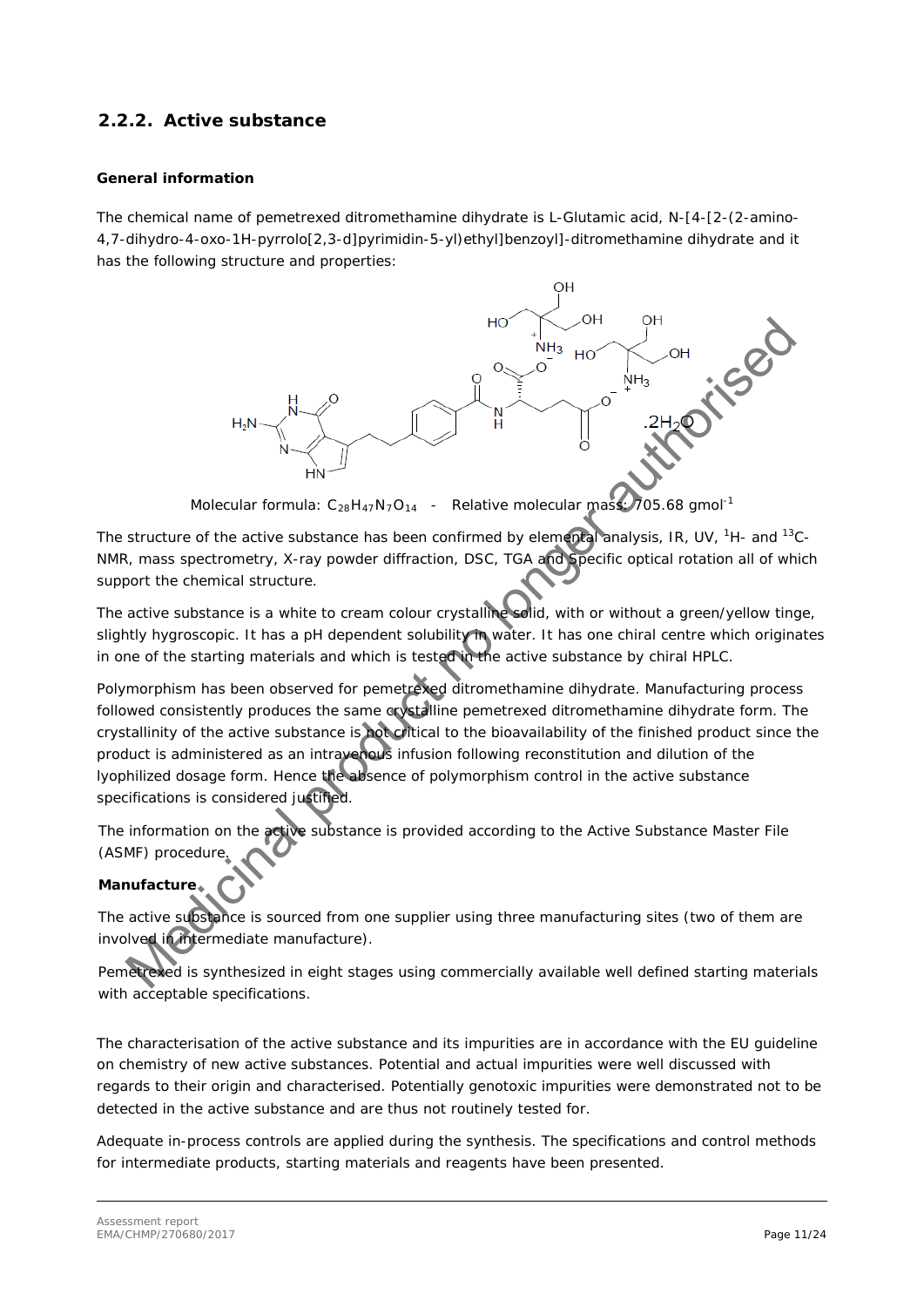### 2.2.2. Active substance

#### General information

The chemical name of pemetrexed ditromethamine dihydrate is L-Glutamic acid, N-[4-[2-(2-amino-4,7-dihydro-4-oxo-1H-pyrrolo[2,3-d]pyrimidin-5-yl)ethyl]benzoyl]-ditromethamine dihydrate and it has the following structure and properties:

Molecular formula: $C_{28}H_{47}N_7O_{14}$ - Relative molecular mass: 705.68 $gmol^{-1}$

The structure of the active substance has been confirmed by elemental analysis, IR, UV, $^1H$- and $^{13}C$-NMR, mass spectrometry, X-ray powder diffraction, DSC, TGA and specific optical rotation all of which support the chemical structure.

The active substance is a white to cream colour crystalline solid, with or without a green/yellow tinge, slightly hygroscopic. It has a pH dependent solubility in water. It has one chiral centre which originates in one of the starting materials and which is tested in the active substance by chiral HPLC.

Polymorphism has been observed for pemetrexed ditromethamine dihydrate. Manufacturing process followed consistently produces the same crystalline pemetrexed ditromethamine dihydrate form. The crystallinity of the active substance is not critical to the bioavailability of the finished product since the product is administered as an intravenous infusion following reconstitution and dilution of the lyophilized dosage form. Hence the absence of polymorphism control in the active substance specifications is considered justified.

The information on the active substance is provided according to the Active Substance Master File (ASMF) procedure.

#### Manufacture

The active substance is sourced from one supplier using three manufacturing sites (two of them are involved in intermediate manufacture).

Pemetrexed is synthesized in eight stages using commercially available well defined starting materials with acceptable specifications.

The characterisation of the active substance and its impurities are in accordance with the EU guideline on chemistry of new active substances. Potential and actual impurities were well discussed with regards to their origin and characterised. Potentially genotoxic impurities were demonstrated not to be detected in the active substance and are thus not routinely tested for.

Adequate in-process controls are applied during the synthesis. The specifications and control methods for intermediate products, starting materials and reagents have been presented.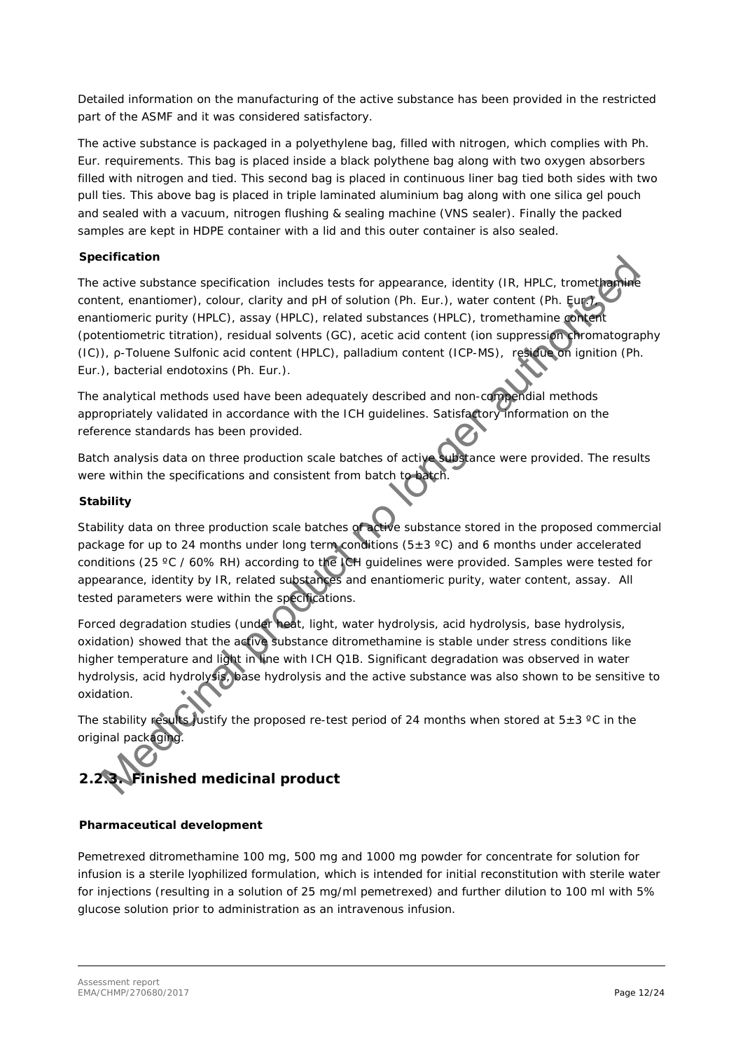Detailed information on the manufacturing of the active substance has been provided in the restricted part of the ASMF and it was considered satisfactory.

The active substance is packaged in a polyethylene bag, filled with nitrogen, which complies with Ph. Eur. requirements. This bag is placed inside a black polythene bag along with two oxygen absorbers filled with nitrogen and tied. This second bag is placed in continuous liner bag tied both sides with two pull ties. This above bag is placed in triple laminated aluminium bag along with one silica gel pouch and sealed with a vacuum, nitrogen flushing & sealing machine (VNS sealer). Finally the packed samples are kept in HDPE container with a lid and this outer container is also sealed.

### Specification

The active substance specification includes tests for appearance, identity (IR, HPLC, tromethamine content, enantiomer), colour, clarity and pH of solution (Ph. Eur.), water content (Ph. Eur.), enantiomeric purity (HPLC), assay (HPLC), related substances (HPLC), tromethamine content (potentiometric titration), residual solvents (GC), acetic acid content (ion suppression chromatography (IC)), ρ-Toluene Sulfonic acid content (HPLC), palladium content (ICP-MS), residue on ignition (Ph. Eur.), bacterial endotoxins (Ph. Eur.).

The analytical methods used have been adequately described and non-compendial methods appropriately validated in accordance with the ICH guidelines. Satisfactory information on the reference standards has been provided.

Batch analysis data on three production scale batches of active substance were provided. The results were within the specifications and consistent from batch to batch.

### Stability

Stability data on three production scale batches of active substance stored in the proposed commercial package for up to 24 months under long term conditions (5±3 ºC) and 6 months under accelerated conditions (25 ºC / 60% RH) according to the ICH guidelines were provided. Samples were tested for appearance, identity by IR, related substances and enantiomeric purity, water content, assay. All tested parameters were within the specifications.

Forced degradation studies (under heat, light, water hydrolysis, acid hydrolysis, base hydrolysis, oxidation) showed that the active substance ditromethamine is stable under stress conditions like higher temperature and light in line with ICH Q1B. Significant degradation was observed in water hydrolysis, acid hydrolysis, base hydrolysis and the active substance was also shown to be sensitive to oxidation.

The stability results justify the proposed re-test period of 24 months when stored at 5±3 ºC in the original packaging.

## 2.2.3. Finished medicinal product

### Pharmaceutical development

Pemetrexed ditromethamine 100 mg, 500 mg and 1000 mg powder for concentrate for solution for infusion is a sterile lyophilized formulation, which is intended for initial reconstitution with sterile water for injections (resulting in a solution of 25 mg/ml pemetrexed) and further dilution to 100 ml with 5% glucose solution prior to administration as an intravenous infusion.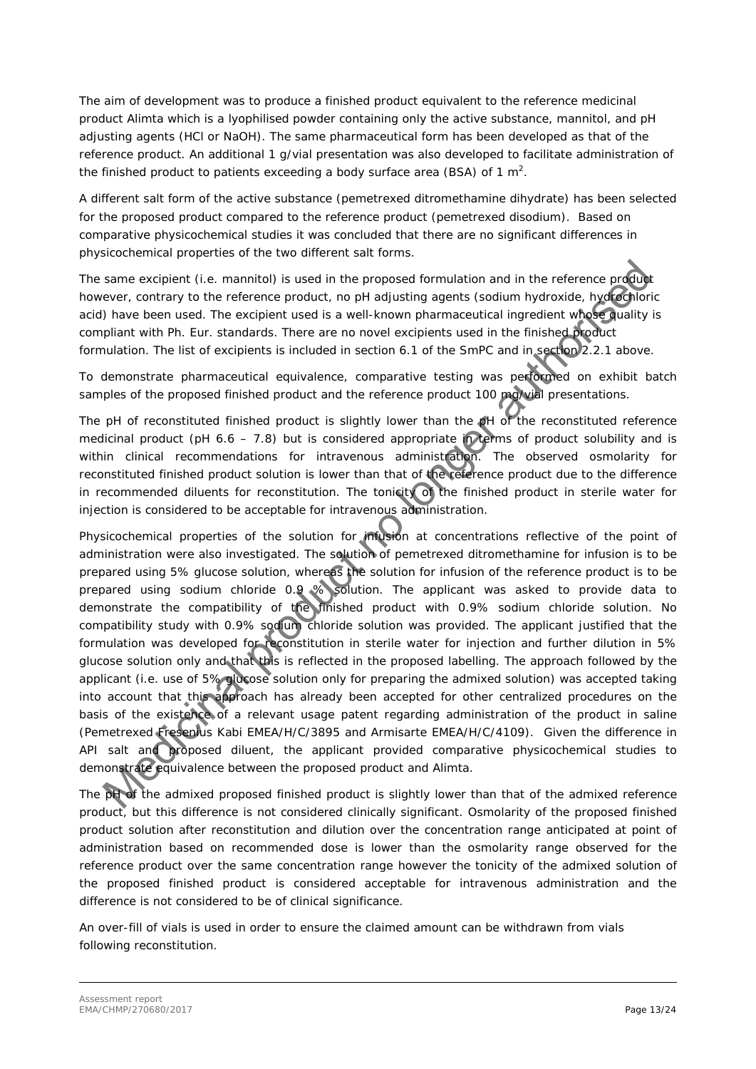The aim of development was to produce a finished product equivalent to the reference medicinal product Alimta which is a lyophilised powder containing only the active substance, mannitol, and pH adjusting agents (HCl or NaOH). The same pharmaceutical form has been developed as that of the reference product. An additional 1 g/vial presentation was also developed to facilitate administration of the finished product to patients exceeding a body surface area (BSA) of 1 $m^2$.

A different salt form of the active substance (pemetrexed ditromethamine dihydrate) has been selected for the proposed product compared to the reference product (pemetrexed disodium). Based on comparative physicochemical studies it was concluded that there are no significant differences in physicochemical properties of the two different salt forms.

The same excipient (i.e. mannitol) is used in the proposed formulation and in the reference product however, contrary to the reference product, no pH adjusting agents (sodium hydroxide, hydrochloric acid) have been used. The excipient used is a well-known pharmaceutical ingredient whose quality is compliant with Ph. Eur. standards. There are no novel excipients used in the finished product formulation. The list of excipients is included in section 6.1 of the SmPC and in section 2.2.1 above.

To demonstrate pharmaceutical equivalence, comparative testing was performed on exhibit batch samples of the proposed finished product and the reference product 100 mg/vial presentations.

The pH of reconstituted finished product is slightly lower than the pH of the reconstituted reference medicinal product (pH 6.6 – 7.8) but is considered appropriate in terms of product solubility and is within clinical recommendations for intravenous administration. The observed osmolarity for reconstituted finished product solution is lower than that of the reference product due to the difference in recommended diluents for reconstitution. The tonicity of the finished product in sterile water for injection is considered to be acceptable for intravenous administration.

Physicochemical properties of the solution for infusion at concentrations reflective of the point of administration were also investigated. The solution of pemetrexed ditromethamine for infusion is to be prepared using 5% glucose solution, whereas the solution for infusion of the reference product is to be prepared using sodium chloride 0.9 % solution. The applicant was asked to provide data to demonstrate the compatibility of the finished product with 0.9% sodium chloride solution. No compatibility study with 0.9% sodium chloride solution was provided. The applicant justified that the formulation was developed for reconstitution in sterile water for injection and further dilution in 5% glucose solution only and that this is reflected in the proposed labelling. The approach followed by the applicant (i.e. use of 5% glucose solution only for preparing the admixed solution) was accepted taking into account that this approach has already been accepted for other centralized procedures on the basis of the existence of a relevant usage patent regarding administration of the product in saline (Pemetrexed Fresenius Kabi EMEA/H/C/3895 and Armisarte EMEA/H/C/4109). Given the difference in API salt and proposed diluent, the applicant provided comparative physicochemical studies to demonstrate equivalence between the proposed product and Alimta.

The pH of the admixed proposed finished product is slightly lower than that of the admixed reference product, but this difference is not considered clinically significant. Osmolarity of the proposed finished product solution after reconstitution and dilution over the concentration range anticipated at point of administration based on recommended dose is lower than the osmolarity range observed for the reference product over the same concentration range however the tonicity of the admixed solution of the proposed finished product is considered acceptable for intravenous administration and the difference is not considered to be of clinical significance.

An over-fill of vials is used in order to ensure the claimed amount can be withdrawn from vials following reconstitution.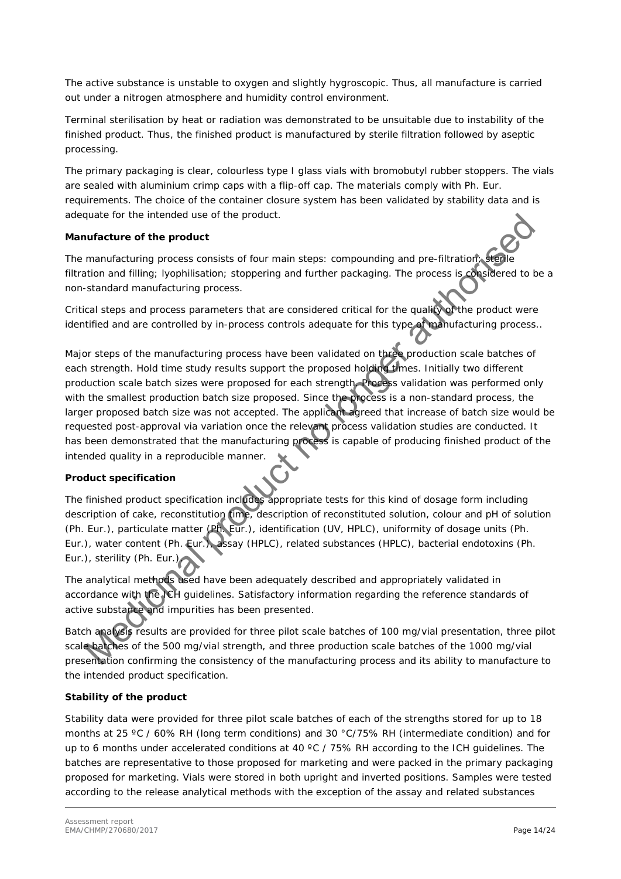The active substance is unstable to oxygen and slightly hygroscopic. Thus, all manufacture is carried out under a nitrogen atmosphere and humidity control environment.

Terminal sterilisation by heat or radiation was demonstrated to be unsuitable due to instability of the finished product. Thus, the finished product is manufactured by sterile filtration followed by aseptic processing.

The primary packaging is clear, colourless type I glass vials with bromobutyl rubber stoppers. The vials are sealed with aluminium crimp caps with a flip-off cap. The materials comply with Ph. Eur. requirements. The choice of the container closure system has been validated by stability data and is adequate for the intended use of the product.

**Manufacture of the product**

The manufacturing process consists of four main steps: compounding and pre-filtration; sterile filtration and filling; lyophilisation; stoppering and further packaging. The process is considered to be a non-standard manufacturing process.

Critical steps and process parameters that are considered critical for the quality of the product were identified and are controlled by in-process controls adequate for this type of manufacturing process..

Major steps of the manufacturing process have been validated on three production scale batches of each strength. Hold time study results support the proposed holding times. Initially two different production scale batch sizes were proposed for each strength. Process validation was performed only with the smallest production batch size proposed. Since the process is a non-standard process, the larger proposed batch size was not accepted. The applicant agreed that increase of batch size would be requested post-approval via variation once the relevant process validation studies are conducted. It has been demonstrated that the manufacturing process is capable of producing finished product of the intended quality in a reproducible manner.

**Product specification**

The finished product specification includes appropriate tests for this kind of dosage form including description of cake, reconstitution time, description of reconstituted solution, colour and pH of solution (Ph. Eur.), particulate matter (Ph. Eur.), identification (UV, HPLC), uniformity of dosage units (Ph. Eur.), water content (Ph. Eur.), assay (HPLC), related substances (HPLC), bacterial endotoxins (Ph. Eur.), sterility (Ph. Eur.).

The analytical methods used have been adequately described and appropriately validated in accordance with the ICH guidelines. Satisfactory information regarding the reference standards of active substance and impurities has been presented.

Batch analysis results are provided for three pilot scale batches of 100 mg/vial presentation, three pilot scale batches of the 500 mg/vial strength, and three production scale batches of the 1000 mg/vial presentation confirming the consistency of the manufacturing process and its ability to manufacture to the intended product specification.

**Stability of the product**

Stability data were provided for three pilot scale batches of each of the strengths stored for up to 18 months at 25 ºC / 60% RH (long term conditions) and 30 °C/75% RH (intermediate condition) and for up to 6 months under accelerated conditions at 40 ºC / 75% RH according to the ICH guidelines. The batches are representative to those proposed for marketing and were packed in the primary packaging proposed for marketing. Vials were stored in both upright and inverted positions. Samples were tested according to the release analytical methods with the exception of the assay and related substances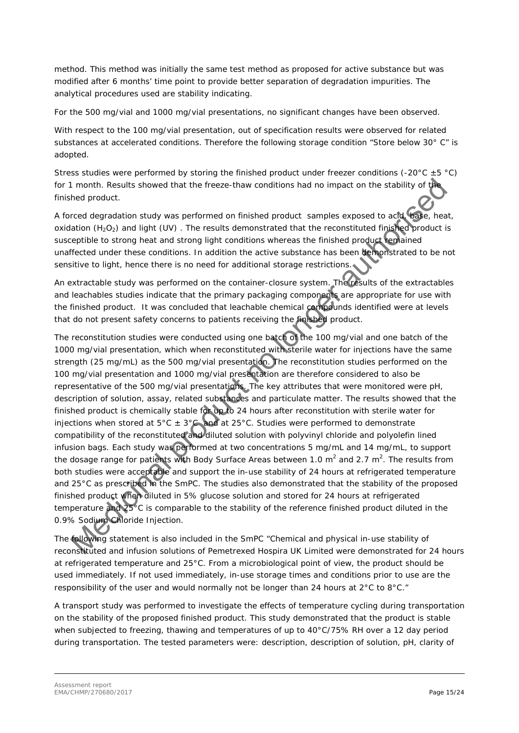method. This method was initially the same test method as proposed for active substance but was modified after 6 months' time point to provide better separation of degradation impurities. The analytical procedures used are stability indicating.

For the 500 mg/vial and 1000 mg/vial presentations, no significant changes have been observed.

With respect to the 100 mg/vial presentation, out of specification results were observed for related substances at accelerated conditions. Therefore the following storage condition "Store below 30° C" is adopted.

Stress studies were performed by storing the finished product under freezer conditions (-20°C ±5 °C) for 1 month. Results showed that the freeze-thaw conditions had no impact on the stability of the finished product.

A forced degradation study was performed on finished product samples exposed to acid, base, heat, oxidation ($H_2O_2$) and light (UV) . The results demonstrated that the reconstituted finished product is susceptible to strong heat and strong light conditions whereas the finished product remained unaffected under these conditions. In addition the active substance has been demonstrated to be not sensitive to light, hence there is no need for additional storage restrictions.

An extractable study was performed on the container-closure system. The results of the extractables and leachables studies indicate that the primary packaging components are appropriate for use with the finished product. It was concluded that leachable chemical compounds identified were at levels that do not present safety concerns to patients receiving the finished product.

The reconstitution studies were conducted using one batch of the 100 mg/vial and one batch of the 1000 mg/vial presentation, which when reconstituted with sterile water for injections have the same strength (25 mg/mL) as the 500 mg/vial presentation. The reconstitution studies performed on the 100 mg/vial presentation and 1000 mg/vial presentation are therefore considered to also be representative of the 500 mg/vial presentations. The key attributes that were monitored were pH, description of solution, assay, related substances and particulate matter. The results showed that the finished product is chemically stable for up to 24 hours after reconstitution with sterile water for injections when stored at 5°C ± 3°C and at 25°C. Studies were performed to demonstrate compatibility of the reconstituted and diluted solution with polyvinyl chloride and polyolefin lined infusion bags. Each study was performed at two concentrations 5 mg/mL and 14 mg/mL, to support the dosage range for patients with Body Surface Areas between 1.0 $m^2$ and 2.7 $m^2$. The results from both studies were acceptable and support the in-use stability of 24 hours at refrigerated temperature and 25°C as prescribed in the SmPC. The studies also demonstrated that the stability of the proposed finished product when diluted in 5% glucose solution and stored for 24 hours at refrigerated temperature and 25°C is comparable to the stability of the reference finished product diluted in the 0.9% Sodium Chloride Injection.

The following statement is also included in the SmPC "Chemical and physical in-use stability of reconstituted and infusion solutions of Pemetrexed Hospira UK Limited were demonstrated for 24 hours at refrigerated temperature and 25°C. From a microbiological point of view, the product should be used immediately. If not used immediately, in-use storage times and conditions prior to use are the responsibility of the user and would normally not be longer than 24 hours at 2°C to 8°C."

A transport study was performed to investigate the effects of temperature cycling during transportation on the stability of the proposed finished product. This study demonstrated that the product is stable when subjected to freezing, thawing and temperatures of up to 40°C/75% RH over a 12 day period during transportation. The tested parameters were: description, description of solution, pH, clarity of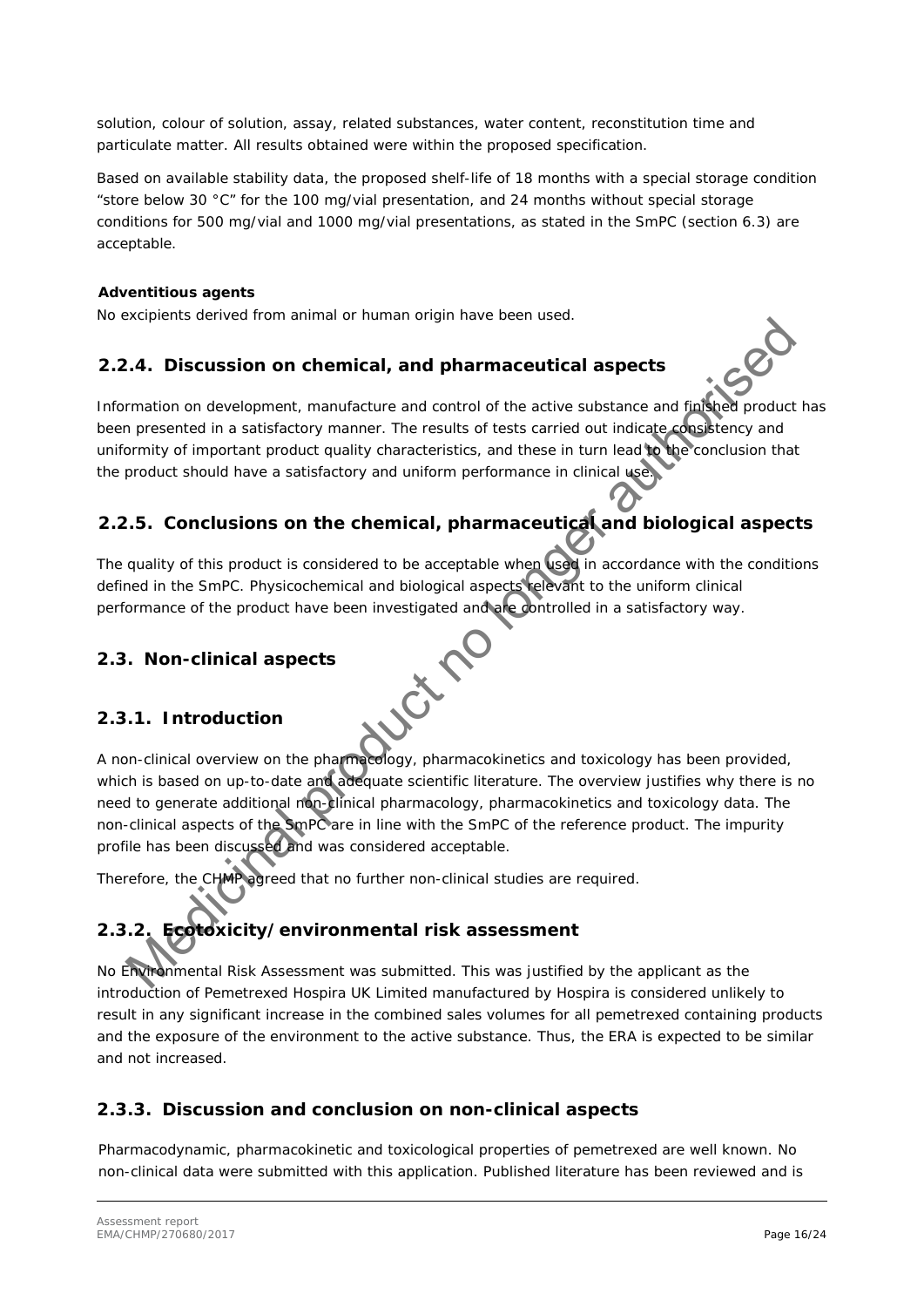solution, colour of solution, assay, related substances, water content, reconstitution time and particulate matter. All results obtained were within the proposed specification.

Based on available stability data, the proposed shelf-life of 18 months with a special storage condition "store below 30 °C" for the 100 mg/vial presentation, and 24 months without special storage conditions for 500 mg/vial and 1000 mg/vial presentations, as stated in the SmPC (section 6.3) are acceptable.

**Adventitious agents**

No excipients derived from animal or human origin have been used.

### 2.2.4. Discussion on chemical, and pharmaceutical aspects

Information on development, manufacture and control of the active substance and finished product has been presented in a satisfactory manner. The results of tests carried out indicate consistency and uniformity of important product quality characteristics, and these in turn lead to the conclusion that the product should have a satisfactory and uniform performance in clinical use.

### 2.2.5. Conclusions on the chemical, pharmaceutical and biological aspects

The quality of this product is considered to be acceptable when used in accordance with the conditions defined in the SmPC. Physicochemical and biological aspects relevant to the uniform clinical performance of the product have been investigated and are controlled in a satisfactory way.

## 2.3. Non-clinical aspects

### 2.3.1. Introduction

A non-clinical overview on the pharmacology, pharmacokinetics and toxicology has been provided, which is based on up-to-date and adequate scientific literature. The overview justifies why there is no need to generate additional non-clinical pharmacology, pharmacokinetics and toxicology data. The non-clinical aspects of the SmPC are in line with the SmPC of the reference product. The impurity profile has been discussed and was considered acceptable.

Therefore, the CHMP agreed that no further non-clinical studies are required.

### 2.3.2. Ecotoxicity/environmental risk assessment

No Environmental Risk Assessment was submitted. This was justified by the applicant as the introduction of Pemetrexed Hospira UK Limited manufactured by Hospira is considered unlikely to result in any significant increase in the combined sales volumes for all pemetrexed containing products and the exposure of the environment to the active substance. Thus, the ERA is expected to be similar and not increased.

### 2.3.3. Discussion and conclusion on non-clinical aspects

Pharmacodynamic, pharmacokinetic and toxicological properties of pemetrexed are well known. No non-clinical data were submitted with this application. Published literature has been reviewed and is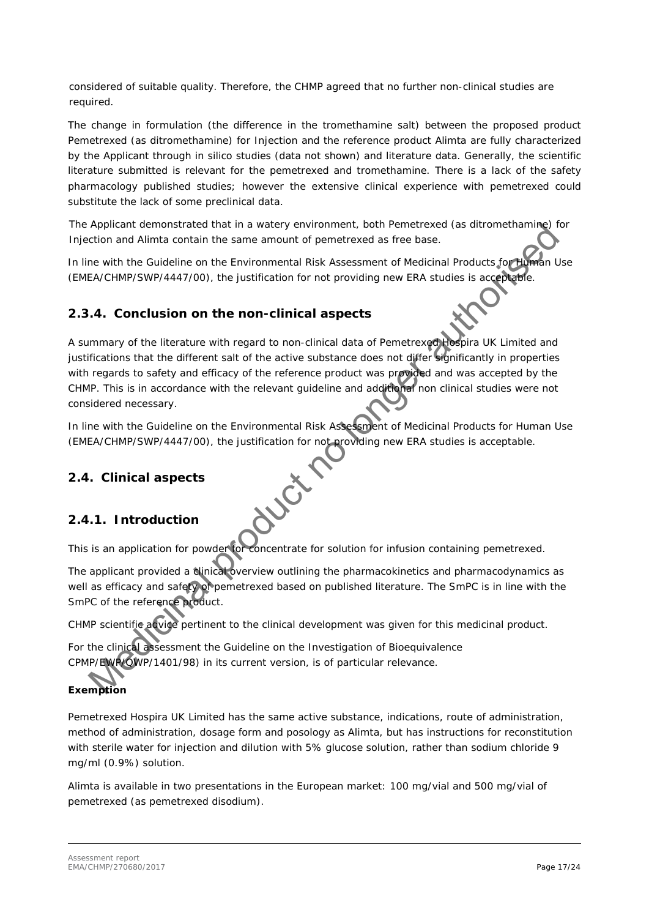considered of suitable quality. Therefore, the CHMP agreed that no further non-clinical studies are required.

The change in formulation (the difference in the tromethamine salt) between the proposed product Pemetrexed (as ditromethamine) for Injection and the reference product Alimta are fully characterized by the Applicant through in silico studies (data not shown) and literature data. Generally, the scientific literature submitted is relevant for the pemetrexed and tromethamine. There is a lack of the safety pharmacology published studies; however the extensive clinical experience with pemetrexed could substitute the lack of some preclinical data.

The Applicant demonstrated that in a watery environment, both Pemetrexed (as ditromethamine) for Injection and Alimta contain the same amount of pemetrexed as free base.

In line with the Guideline on the Environmental Risk Assessment of Medicinal Products for Human Use (EMEA/CHMP/SWP/4447/00), the justification for not providing new ERA studies is acceptable.

### 2.3.4. Conclusion on the non-clinical aspects

A summary of the literature with regard to non-clinical data of Pemetrexed Hospira UK Limited and justifications that the different salt of the active substance does not differ significantly in properties with regards to safety and efficacy of the reference product was provided and was accepted by the CHMP. This is in accordance with the relevant guideline and additional non clinical studies were not considered necessary.

In line with the Guideline on the Environmental Risk Assessment of Medicinal Products for Human Use (EMEA/CHMP/SWP/4447/00), the justification for not providing new ERA studies is acceptable.

## 2.4. Clinical aspects

### 2.4.1. Introduction

This is an application for powder for concentrate for solution for infusion containing pemetrexed.

The applicant provided a clinical overview outlining the pharmacokinetics and pharmacodynamics as well as efficacy and safety of pemetrexed based on published literature. The SmPC is in line with the SmPC of the reference product.

CHMP scientific advice pertinent to the clinical development was given for this medicinal product.

For the clinical assessment the Guideline on the Investigation of Bioequivalence CPMP/EWP/QWP/1401/98) in its current version, is of particular relevance.

**Exemption**

Pemetrexed Hospira UK Limited has the same active substance, indications, route of administration, method of administration, dosage form and posology as Alimta, but has instructions for reconstitution with sterile water for injection and dilution with 5% glucose solution, rather than sodium chloride 9 mg/ml (0.9%) solution.

Alimta is available in two presentations in the European market: 100 mg/vial and 500 mg/vial of pemetrexed (as pemetrexed disodium).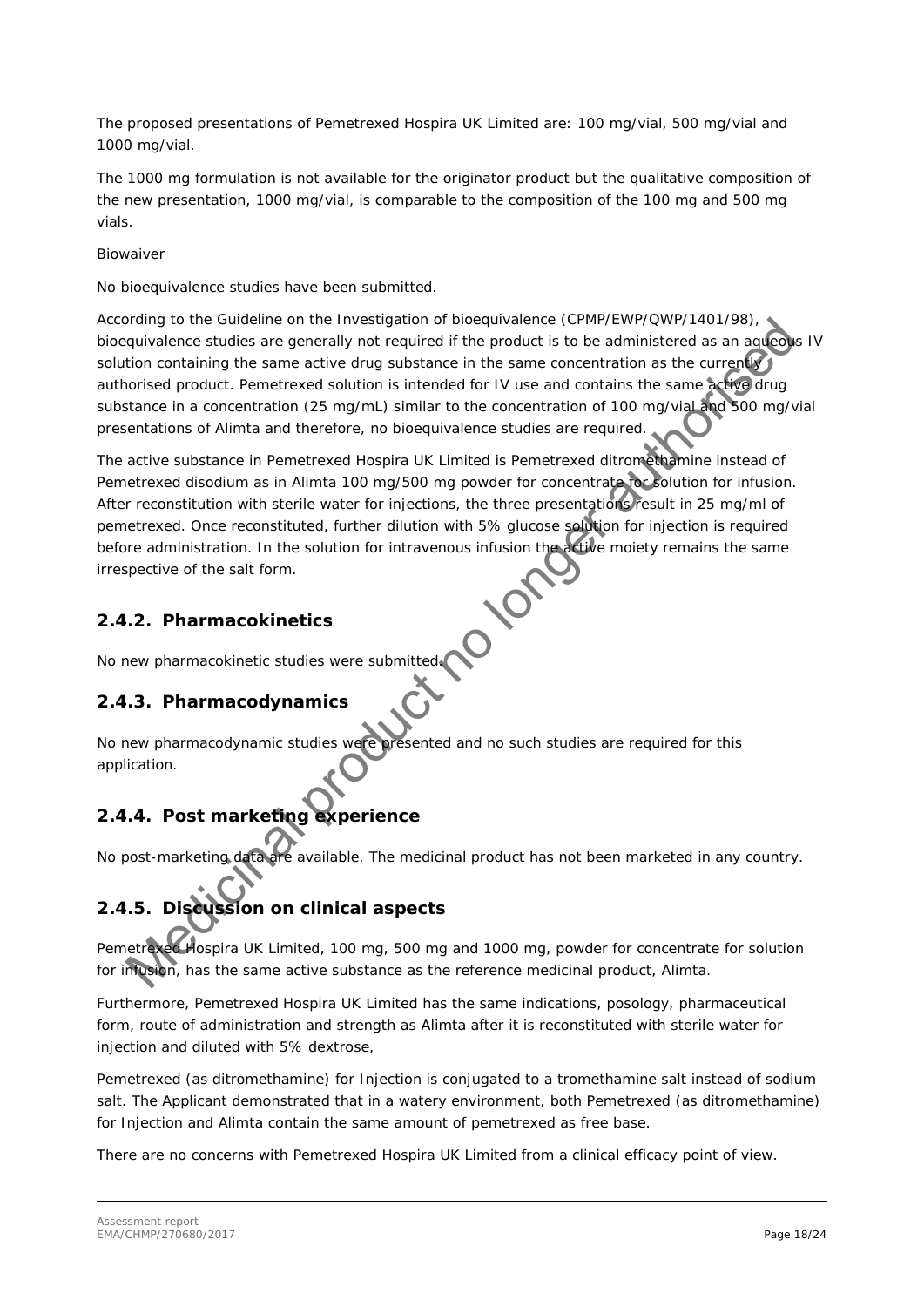The proposed presentations of Pemetrexed Hospira UK Limited are: 100 mg/vial, 500 mg/vial and 1000 mg/vial.

The 1000 mg formulation is not available for the originator product but the qualitative composition of the new presentation, 1000 mg/vial, is comparable to the composition of the 100 mg and 500 mg vials.

Biowaiver

No bioequivalence studies have been submitted.

According to the Guideline on the Investigation of bioequivalence (CPMP/EWP/QWP/1401/98), bioequivalence studies are generally not required if the product is to be administered as an aqueous IV solution containing the same active drug substance in the same concentration as the currently authorised product. Pemetrexed solution is intended for IV use and contains the same active drug substance in a concentration (25 mg/mL) similar to the concentration of 100 mg/vial and 500 mg/vial presentations of Alimta and therefore, no bioequivalence studies are required.

The active substance in Pemetrexed Hospira UK Limited is Pemetrexed ditromethamine instead of Pemetrexed disodium as in Alimta 100 mg/500 mg powder for concentrate for solution for infusion. After reconstitution with sterile water for injections, the three presentations result in 25 mg/ml of pemetrexed. Once reconstituted, further dilution with 5% glucose solution for injection is required before administration. In the solution for intravenous infusion the active moiety remains the same irrespective of the salt form.

## 2.4.2. Pharmacokinetics

No new pharmacokinetic studies were submitted.

## 2.4.3. Pharmacodynamics

No new pharmacodynamic studies were presented and no such studies are required for this application.

## 2.4.4. Post marketing experience

No post-marketing data are available. The medicinal product has not been marketed in any country.

## 2.4.5. Discussion on clinical aspects

Pemetrexed Hospira UK Limited, 100 mg, 500 mg and 1000 mg, powder for concentrate for solution for infusion, has the same active substance as the reference medicinal product, Alimta.

Furthermore, Pemetrexed Hospira UK Limited has the same indications, posology, pharmaceutical form, route of administration and strength as Alimta after it is reconstituted with sterile water for injection and diluted with 5% dextrose,

Pemetrexed (as ditromethamine) for Injection is conjugated to a tromethamine salt instead of sodium salt. The Applicant demonstrated that in a watery environment, both Pemetrexed (as ditromethamine) for Injection and Alimta contain the same amount of pemetrexed as free base.

There are no concerns with Pemetrexed Hospira UK Limited from a clinical efficacy point of view.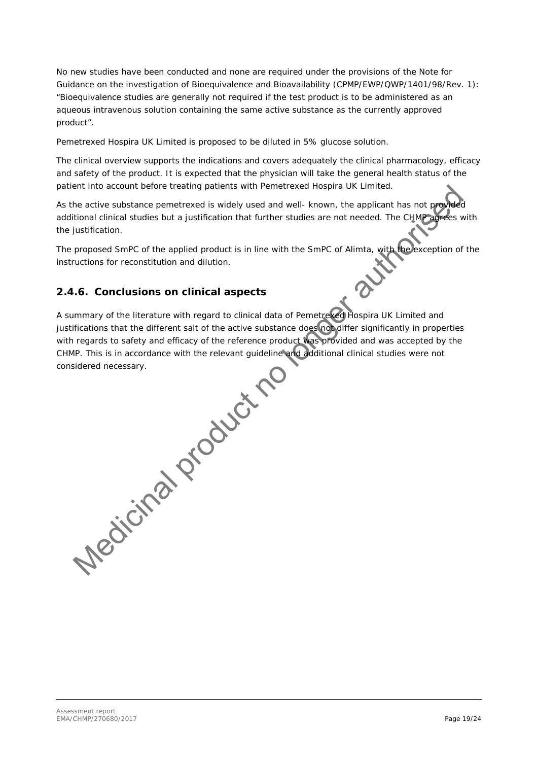No new studies have been conducted and none are required under the provisions of the Note for Guidance on the investigation of Bioequivalence and Bioavailability (CPMP/EWP/QWP/1401/98/Rev. 1): "Bioequivalence studies are generally not required if the test product is to be administered as an aqueous intravenous solution containing the same active substance as the currently approved product".

Pemetrexed Hospira UK Limited is proposed to be diluted in 5% glucose solution.

The clinical overview supports the indications and covers adequately the clinical pharmacology, efficacy and safety of the product. It is expected that the physician will take the general health status of the patient into account before treating patients with Pemetrexed Hospira UK Limited.

As the active substance pemetrexed is widely used and well- known, the applicant has not provided additional clinical studies but a justification that further studies are not needed. The CHMP agrees with the justification.

The proposed SmPC of the applied product is in line with the SmPC of Alimta, with the exception of the instructions for reconstitution and dilution.

## 2.4.6. Conclusions on clinical aspects

A summary of the literature with regard to clinical data of Pemetrexed Hospira UK Limited and justifications that the different salt of the active substance does not differ significantly in properties with regards to safety and efficacy of the reference product was provided and was accepted by the CHMP. This is in accordance with the relevant guideline and additional clinical studies were not considered necessary.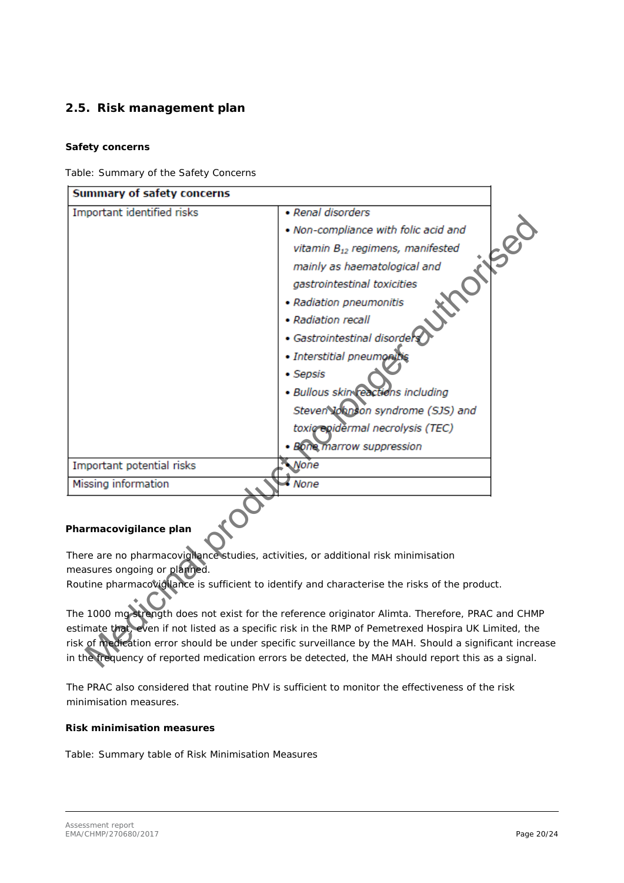## 2.5. Risk management plan

### Safety concerns

Table: Summary of the Safety Concerns

| Summary of safety concerns | |
|---|---|
| Important identified risks | • *Renal disorders*<br>• *Non-compliance with folic acid and vitamin $B_{12}$ regimens, manifested mainly as haematological and gastrointestinal toxicities*<br>• *Radiation pneumonitis*<br>• *Radiation recall*<br>• *Gastrointestinal disorders*<br>• *Interstitial pneumonitis*<br>• *Sepsis*<br>• *Bullous skin reactions including Steven Johnson syndrome (SJS) and toxic epidermal necrolysis (TEC)*<br>• *Bone marrow suppression* |
| Important potential risks | • *None* |
| Missing information | • *None* |

### Pharmacovigilance plan

There are no pharmacovigilance studies, activities, or additional risk minimisation measures ongoing or planned.
Routine pharmacovigilance is sufficient to identify and characterise the risks of the product.

The 1000 mg strength does not exist for the reference originator Alimta. Therefore, PRAC and CHMP estimate that, even if not listed as a specific risk in the RMP of Pemetrexed Hospira UK Limited, the risk of medication error should be under specific surveillance by the MAH. Should a significant increase in the frequency of reported medication errors be detected, the MAH should report this as a signal.

The PRAC also considered that routine PhV is sufficient to monitor the effectiveness of the risk minimisation measures.

### Risk minimisation measures

Table: Summary table of Risk Minimisation Measures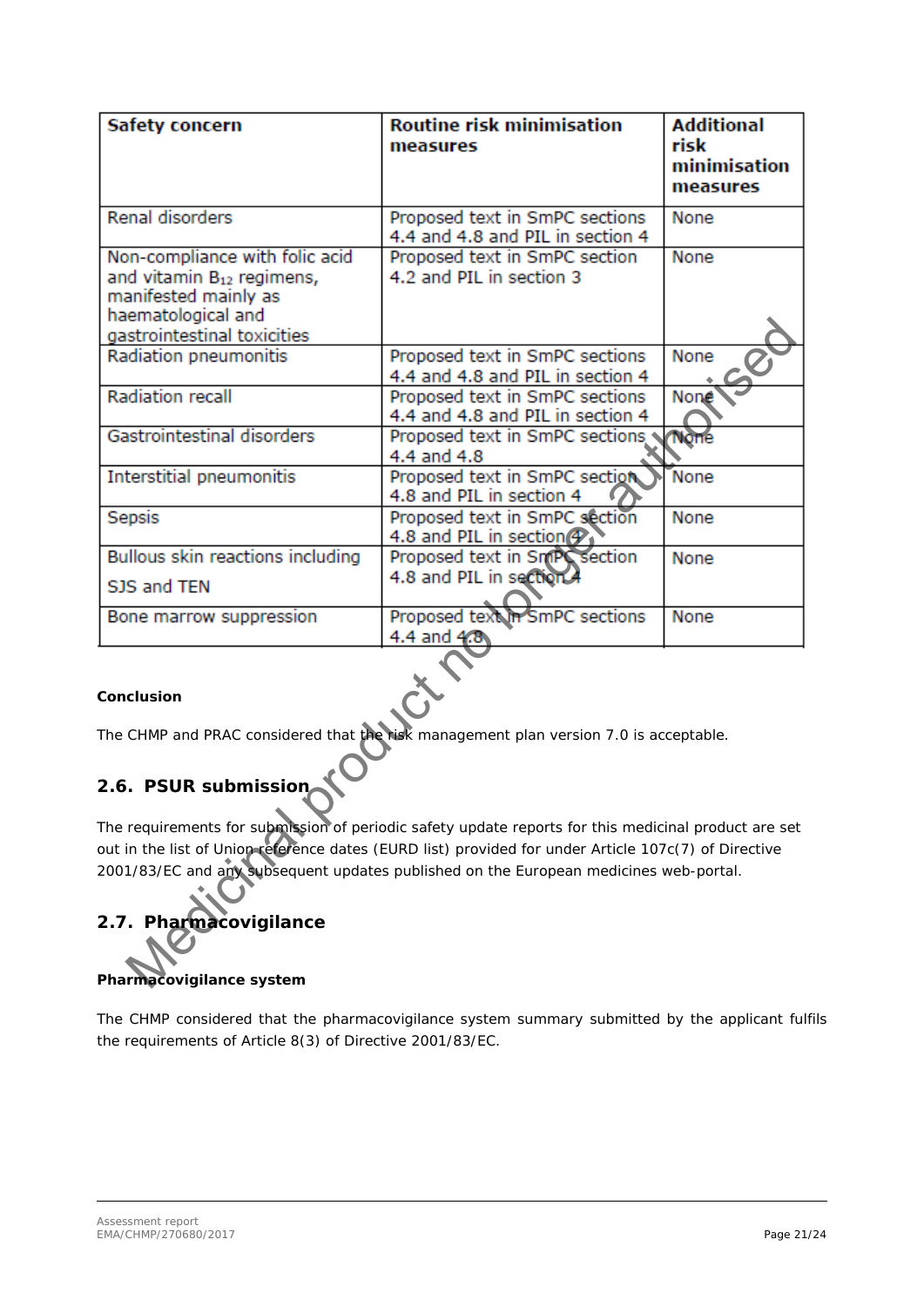| Safety concern | Routine risk minimisation measures | Additional risk minimisation measures |
|---|---|---|
| Renal disorders | Proposed text in SmPC sections 4.4 and 4.8 and PIL in section 4 | None |
| Non-compliance with folic acid and vitamin $B_{12}$ regimens, manifested mainly as haematological and gastrointestinal toxicities | Proposed text in SmPC section 4.2 and PIL in section 3 | None |
| Radiation pneumonitis | Proposed text in SmPC sections 4.4 and 4.8 and PIL in section 4 | None |
| Radiation recall | Proposed text in SmPC sections 4.4 and 4.8 and PIL in section 4 | None |
| Gastrointestinal disorders | Proposed text in SmPC sections 4.4 and 4.8 | None |
| Interstitial pneumonitis | Proposed text in SmPC section 4.8 and PIL in section 4 | None |
| Sepsis | Proposed text in SmPC section 4.8 and PIL in section 4 | None |
| Bullous skin reactions including SJS and TEN | Proposed text in SmPC section 4.8 and PIL in section 4 | None |
| Bone marrow suppression | Proposed text in SmPC sections 4.4 and 4.8 | None |

**Conclusion**

The CHMP and PRAC considered that the risk management plan version 7.0 is acceptable.

## 2.6. PSUR submission

The requirements for submission of periodic safety update reports for this medicinal product are set out in the list of Union reference dates (EURD list) provided for under Article 107c(7) of Directive 2001/83/EC and any subsequent updates published on the European medicines web-portal.

## 2.7. Pharmacovigilance

**Pharmacovigilance system**

The CHMP considered that the pharmacovigilance system summary submitted by the applicant fulfils the requirements of Article 8(3) of Directive 2001/83/EC.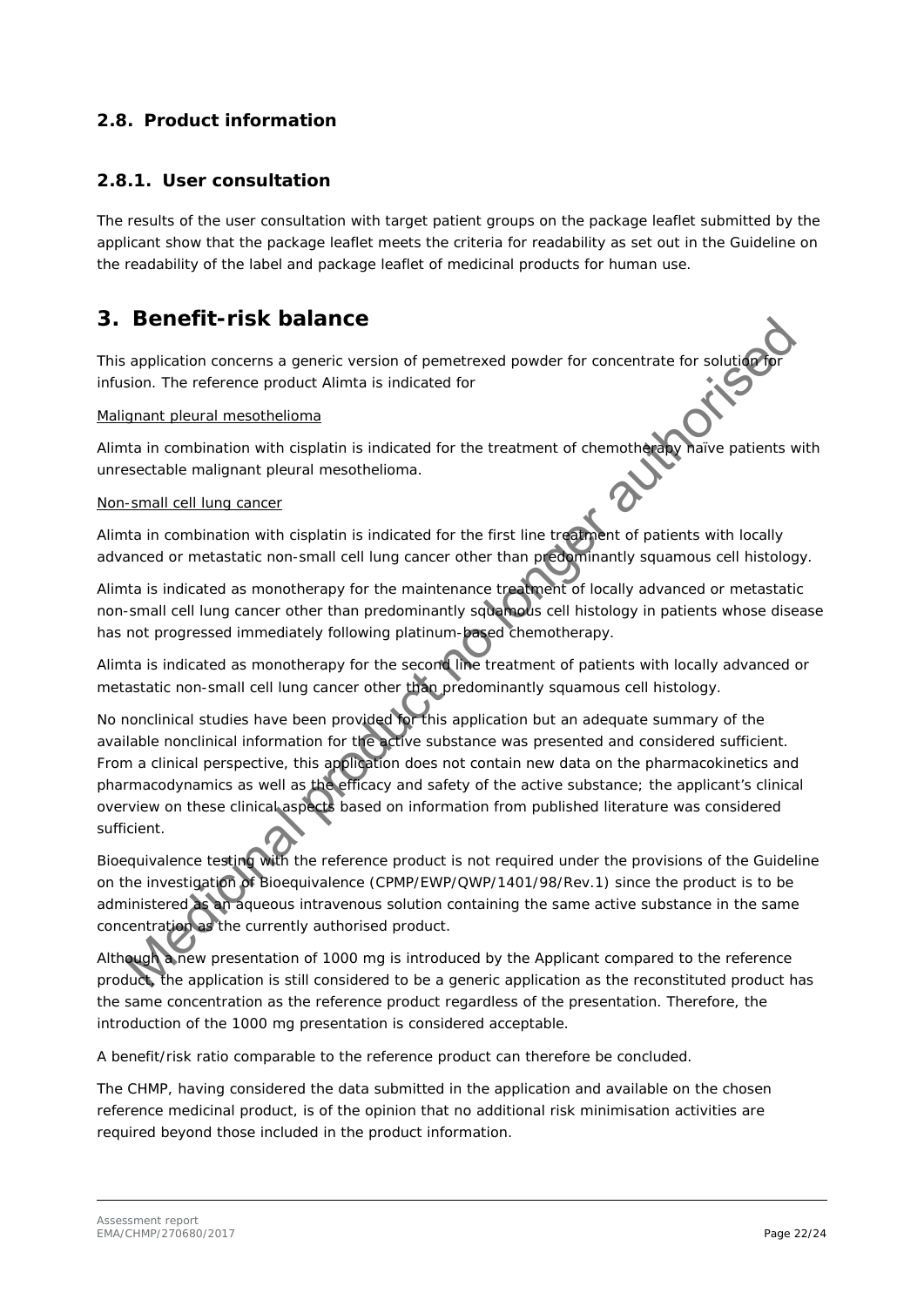## 2.8. Product information

### 2.8.1. User consultation

The results of the user consultation with target patient groups on the package leaflet submitted by the applicant show that the package leaflet meets the criteria for readability as set out in the Guideline on the readability of the label and package leaflet of medicinal products for human use.

# 3. Benefit-risk balance

This application concerns a generic version of pemetrexed powder for concentrate for solution for infusion. The reference product Alimta is indicated for

Malignant pleural mesothelioma

Alimta in combination with cisplatin is indicated for the treatment of chemotherapy naïve patients with unresectable malignant pleural mesothelioma.

Non-small cell lung cancer

Alimta in combination with cisplatin is indicated for the first line treatment of patients with locally advanced or metastatic non-small cell lung cancer other than predominantly squamous cell histology.

Alimta is indicated as monotherapy for the maintenance treatment of locally advanced or metastatic non-small cell lung cancer other than predominantly squamous cell histology in patients whose disease has not progressed immediately following platinum-based chemotherapy.

Alimta is indicated as monotherapy for the second line treatment of patients with locally advanced or metastatic non-small cell lung cancer other than predominantly squamous cell histology.

No nonclinical studies have been provided for this application but an adequate summary of the available nonclinical information for the active substance was presented and considered sufficient. From a clinical perspective, this application does not contain new data on the pharmacokinetics and pharmacodynamics as well as the efficacy and safety of the active substance; the applicant's clinical overview on these clinical aspects based on information from published literature was considered sufficient.

Bioequivalence testing with the reference product is not required under the provisions of the Guideline on the investigation of Bioequivalence (CPMP/EWP/QWP/1401/98/Rev.1) since the product is to be administered as an aqueous intravenous solution containing the same active substance in the same concentration as the currently authorised product.

Although a new presentation of 1000 mg is introduced by the Applicant compared to the reference product, the application is still considered to be a generic application as the reconstituted product has the same concentration as the reference product regardless of the presentation. Therefore, the introduction of the 1000 mg presentation is considered acceptable.

A benefit/risk ratio comparable to the reference product can therefore be concluded.

The CHMP, having considered the data submitted in the application and available on the chosen reference medicinal product, is of the opinion that no additional risk minimisation activities are required beyond those included in the product information.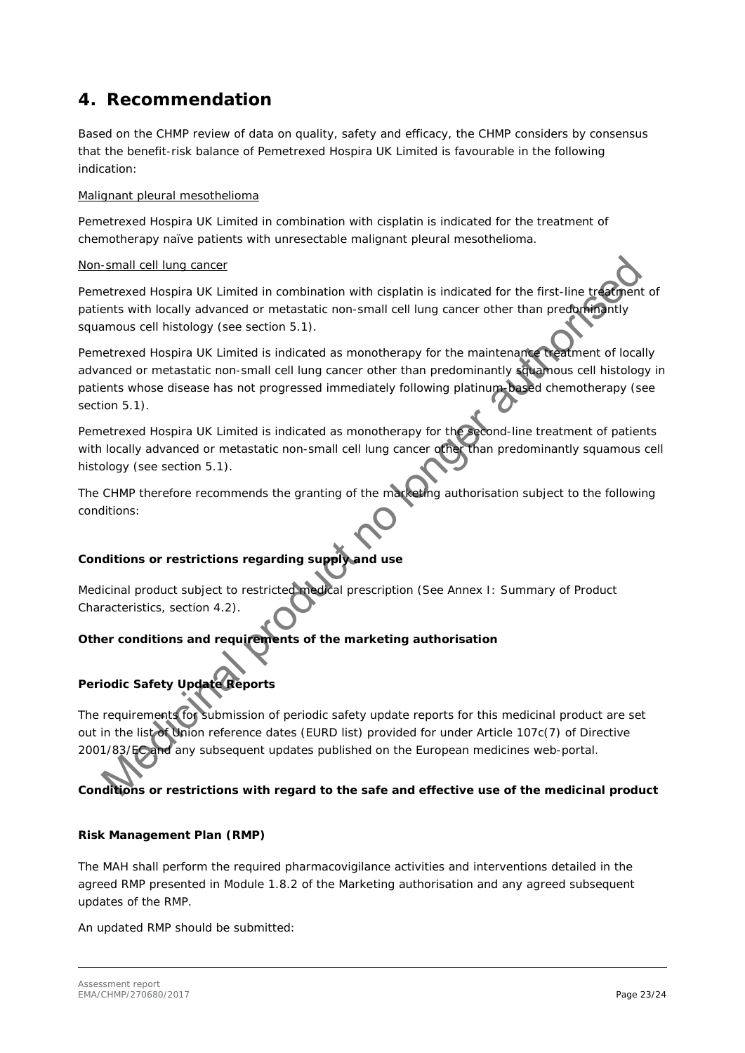# 4. Recommendation

Based on the CHMP review of data on quality, safety and efficacy, the CHMP considers by consensus that the benefit-risk balance of Pemetrexed Hospira UK Limited is favourable in the following indication:

Malignant pleural mesothelioma

Pemetrexed Hospira UK Limited in combination with cisplatin is indicated for the treatment of chemotherapy naïve patients with unresectable malignant pleural mesothelioma.

Non-small cell lung cancer

Pemetrexed Hospira UK Limited in combination with cisplatin is indicated for the first-line treatment of patients with locally advanced or metastatic non-small cell lung cancer other than predominantly squamous cell histology (see section 5.1).

Pemetrexed Hospira UK Limited is indicated as monotherapy for the maintenance treatment of locally advanced or metastatic non-small cell lung cancer other than predominantly squamous cell histology in patients whose disease has not progressed immediately following platinum-based chemotherapy (see section 5.1).

Pemetrexed Hospira UK Limited is indicated as monotherapy for the second-line treatment of patients with locally advanced or metastatic non-small cell lung cancer other than predominantly squamous cell histology (see section 5.1).

The CHMP therefore recommends the granting of the marketing authorisation subject to the following conditions:

**Conditions or restrictions regarding supply and use**

Medicinal product subject to restricted medical prescription (See Annex I: Summary of Product Characteristics, section 4.2).

**Other conditions and requirements of the marketing authorisation**

**Periodic Safety Update Reports**

The requirements for submission of periodic safety update reports for this medicinal product are set out in the list of Union reference dates (EURD list) provided for under Article 107c(7) of Directive 2001/83/EC and any subsequent updates published on the European medicines web-portal.

**Conditions or restrictions with regard to the safe and effective use of the medicinal product**

**Risk Management Plan (RMP)**

The MAH shall perform the required pharmacovigilance activities and interventions detailed in the agreed RMP presented in Module 1.8.2 of the Marketing authorisation and any agreed subsequent updates of the RMP.

An updated RMP should be submitted: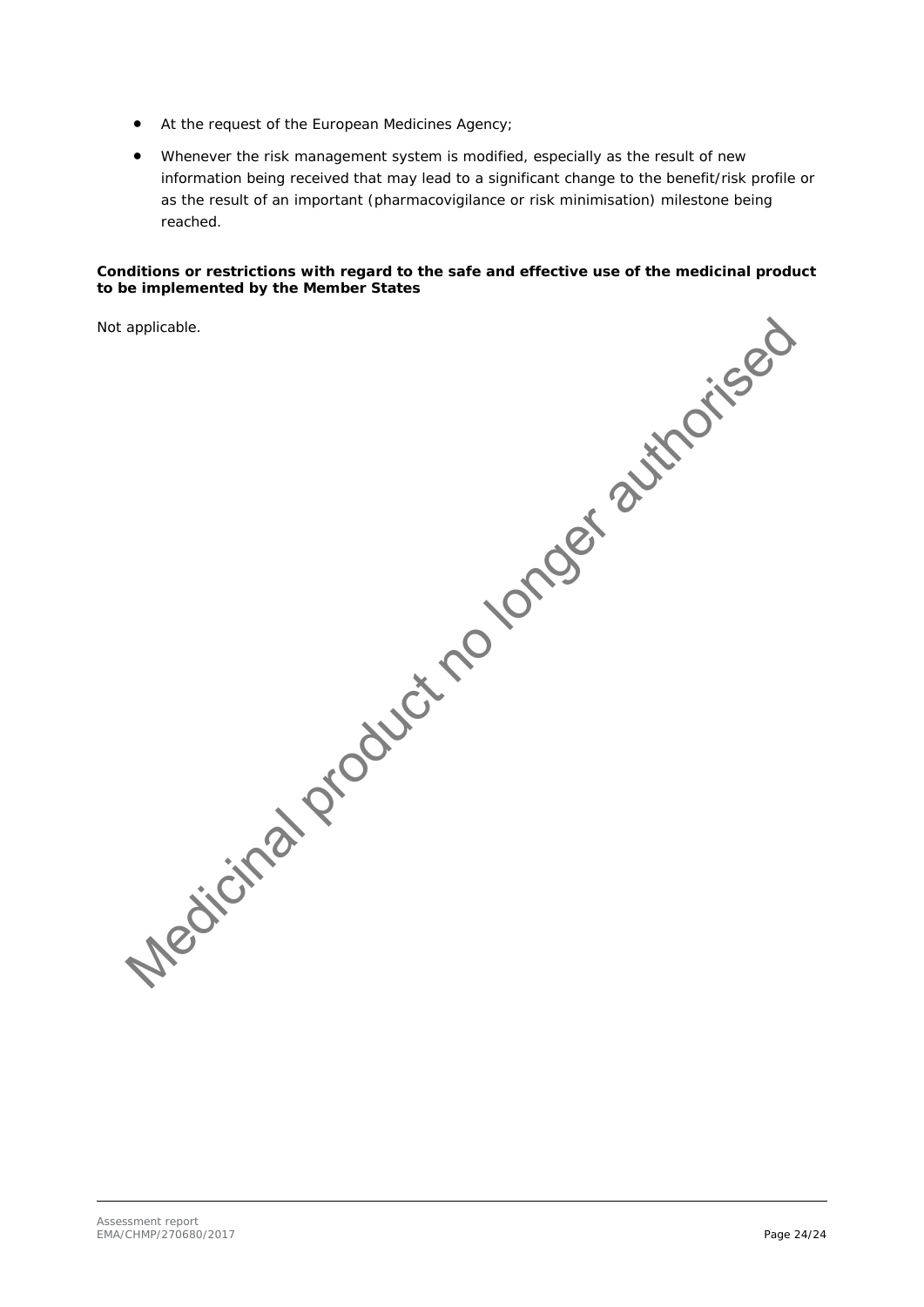- At the request of the European Medicines Agency;
- Whenever the risk management system is modified, especially as the result of new information being received that may lead to a significant change to the benefit/risk profile or as the result of an important (pharmacovigilance or risk minimisation) milestone being reached.

**Conditions or restrictions with regard to the safe and effective use of the medicinal product to be implemented by the Member States**

Not applicable.

Medicinal product no longer authorised